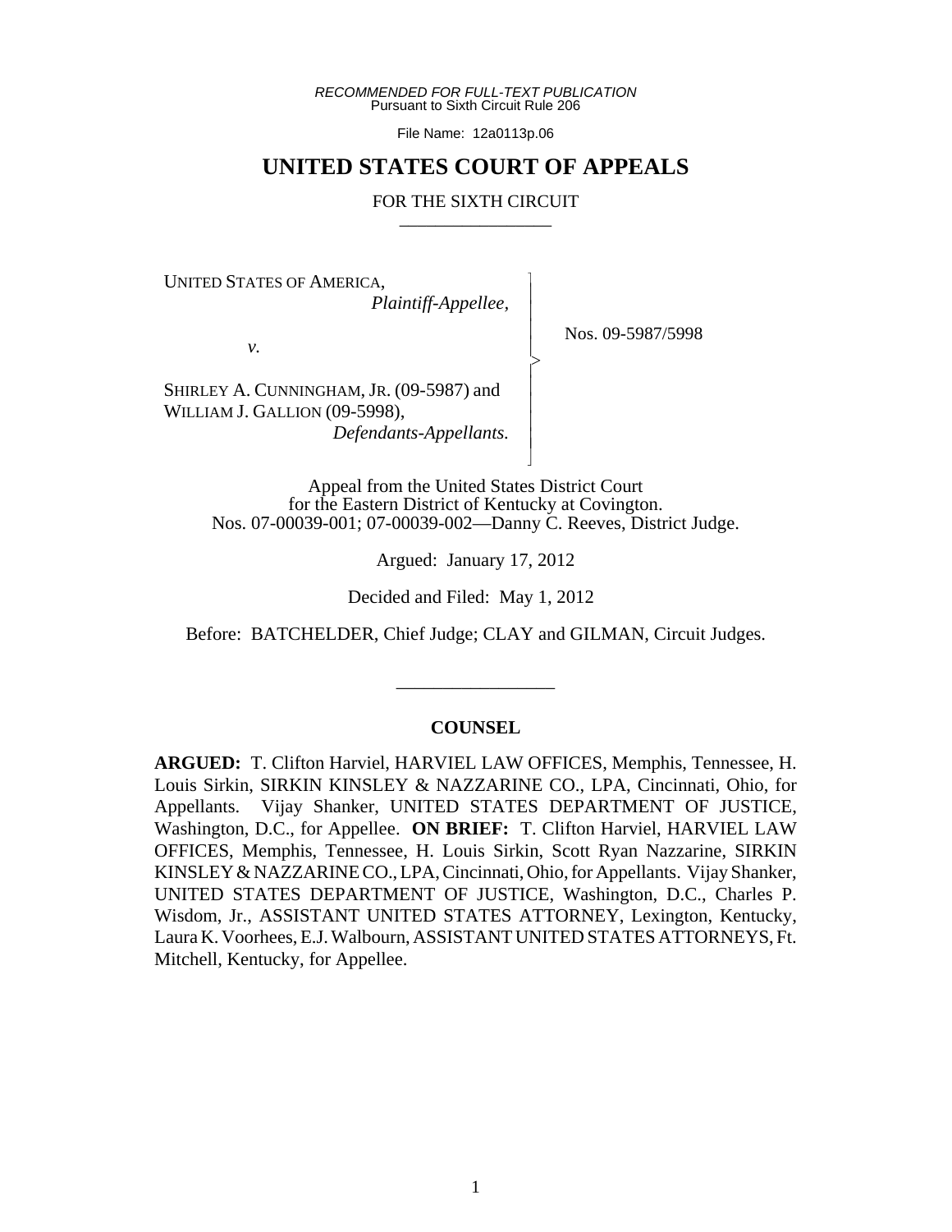*RECOMMENDED FOR FULL-TEXT PUBLICATION*
Pursuant to Sixth Circuit Rule 206

File Name: 12a0113p.06

# UNITED STATES COURT OF APPEALS

FOR THE SIXTH CIRCUIT

UNITED STATES OF AMERICA,
*Plaintiff-Appellee,*

*v.*

SHIRLEY A. CUNNINGHAM, JR. (09-5987) and
WILLIAM J. GALLION (09-5998),
*Defendants-Appellants.*

Nos. 09-5987/5998

Appeal from the United States District Court
for the Eastern District of Kentucky at Covington.
Nos. 07-00039-001; 07-00039-002—Danny C. Reeves, District Judge.

Argued: January 17, 2012

Decided and Filed: May 1, 2012

Before: BATCHELDER, Chief Judge; CLAY and GILMAN, Circuit Judges.

## COUNSEL

**ARGUED:** T. Clifton Harviel, HARVIEL LAW OFFICES, Memphis, Tennessee, H. Louis Sirkin, SIRKIN KINSLEY & NAZZARINE CO., LPA, Cincinnati, Ohio, for Appellants. Vijay Shanker, UNITED STATES DEPARTMENT OF JUSTICE, Washington, D.C., for Appellee. **ON BRIEF:** T. Clifton Harviel, HARVIEL LAW OFFICES, Memphis, Tennessee, H. Louis Sirkin, Scott Ryan Nazzarine, SIRKIN KINSLEY & NAZZARINE CO., LPA, Cincinnati, Ohio, for Appellants. Vijay Shanker, UNITED STATES DEPARTMENT OF JUSTICE, Washington, D.C., Charles P. Wisdom, Jr., ASSISTANT UNITED STATES ATTORNEY, Lexington, Kentucky, Laura K. Voorhees, E.J. Walbourn, ASSISTANT UNITED STATES ATTORNEYS, Ft. Mitchell, Kentucky, for Appellee.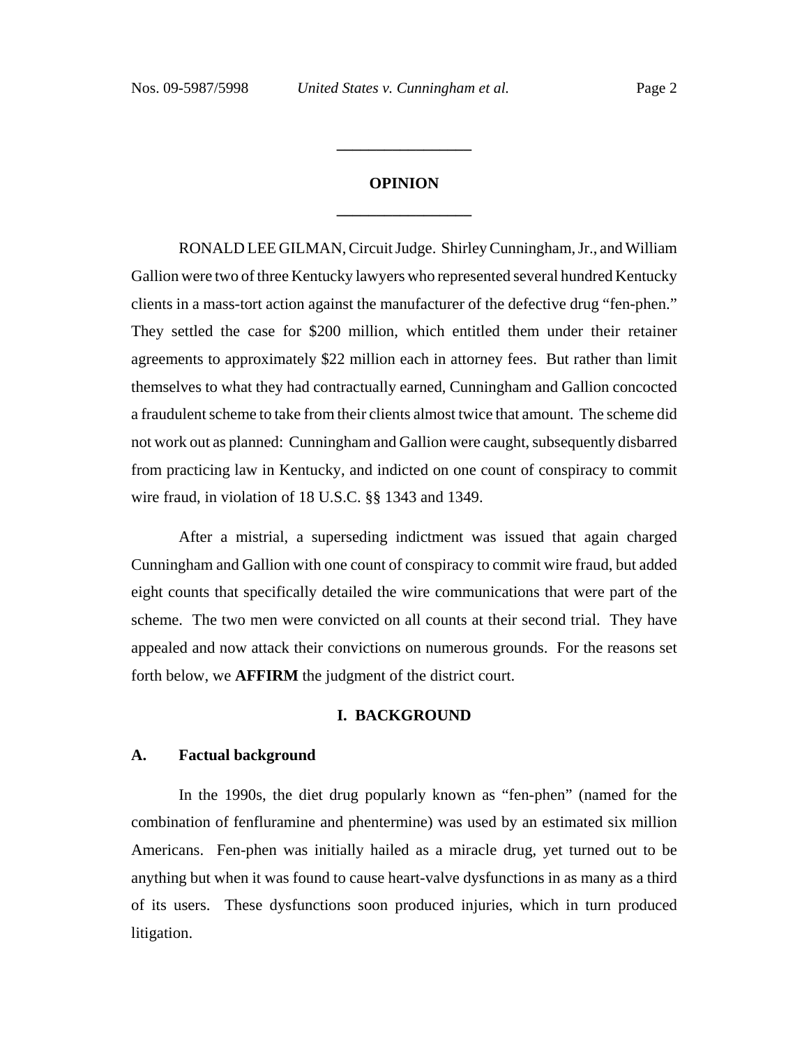# OPINION

RONALD LEE GILMAN, Circuit Judge. Shirley Cunningham, Jr., and William Gallion were two of three Kentucky lawyers who represented several hundred Kentucky clients in a mass-tort action against the manufacturer of the defective drug "fen-phen." They settled the case for $200 million, which entitled them under their retainer agreements to approximately $22 million each in attorney fees. But rather than limit themselves to what they had contractually earned, Cunningham and Gallion concocted a fraudulent scheme to take from their clients almost twice that amount. The scheme did not work out as planned: Cunningham and Gallion were caught, subsequently disbarred from practicing law in Kentucky, and indicted on one count of conspiracy to commit wire fraud, in violation of 18 U.S.C. §§ 1343 and 1349.

After a mistrial, a superseding indictment was issued that again charged Cunningham and Gallion with one count of conspiracy to commit wire fraud, but added eight counts that specifically detailed the wire communications that were part of the scheme. The two men were convicted on all counts at their second trial. They have appealed and now attack their convictions on numerous grounds. For the reasons set forth below, we **AFFIRM** the judgment of the district court.

## I. BACKGROUND

### A. Factual background

In the 1990s, the diet drug popularly known as "fen-phen" (named for the combination of fenfluramine and phentermine) was used by an estimated six million Americans. Fen-phen was initially hailed as a miracle drug, yet turned out to be anything but when it was found to cause heart-valve dysfunctions in as many as a third of its users. These dysfunctions soon produced injuries, which in turn produced litigation.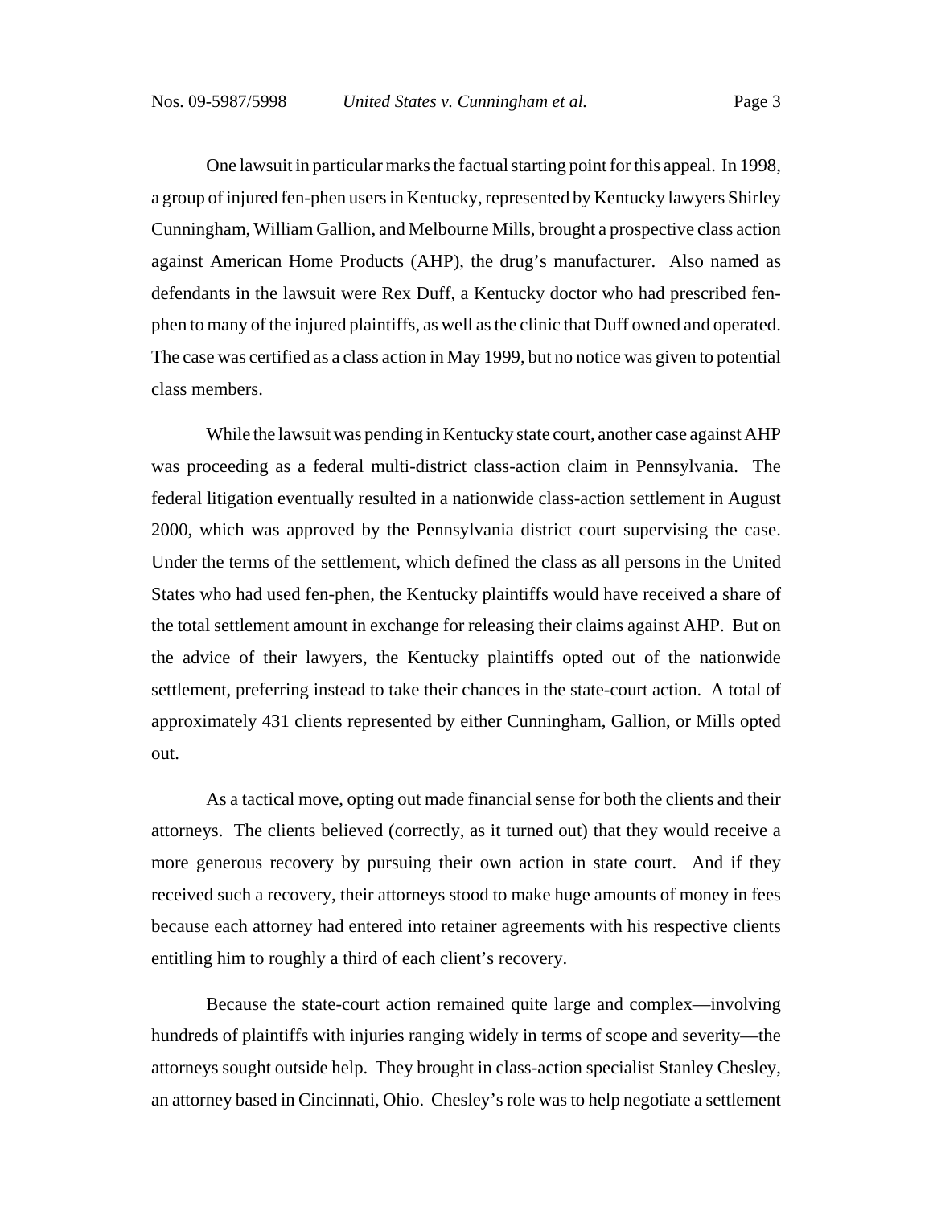One lawsuit in particular marks the factual starting point for this appeal. In 1998, a group of injured fen-phen users in Kentucky, represented by Kentucky lawyers Shirley Cunningham, William Gallion, and Melbourne Mills, brought a prospective class action against American Home Products (AHP), the drug's manufacturer. Also named as defendants in the lawsuit were Rex Duff, a Kentucky doctor who had prescribed fen-phen to many of the injured plaintiffs, as well as the clinic that Duff owned and operated. The case was certified as a class action in May 1999, but no notice was given to potential class members.

While the lawsuit was pending in Kentucky state court, another case against AHP was proceeding as a federal multi-district class-action claim in Pennsylvania. The federal litigation eventually resulted in a nationwide class-action settlement in August 2000, which was approved by the Pennsylvania district court supervising the case. Under the terms of the settlement, which defined the class as all persons in the United States who had used fen-phen, the Kentucky plaintiffs would have received a share of the total settlement amount in exchange for releasing their claims against AHP. But on the advice of their lawyers, the Kentucky plaintiffs opted out of the nationwide settlement, preferring instead to take their chances in the state-court action. A total of approximately 431 clients represented by either Cunningham, Gallion, or Mills opted out.

As a tactical move, opting out made financial sense for both the clients and their attorneys. The clients believed (correctly, as it turned out) that they would receive a more generous recovery by pursuing their own action in state court. And if they received such a recovery, their attorneys stood to make huge amounts of money in fees because each attorney had entered into retainer agreements with his respective clients entitling him to roughly a third of each client's recovery.

Because the state-court action remained quite large and complex—involving hundreds of plaintiffs with injuries ranging widely in terms of scope and severity—the attorneys sought outside help. They brought in class-action specialist Stanley Chesley, an attorney based in Cincinnati, Ohio. Chesley's role was to help negotiate a settlement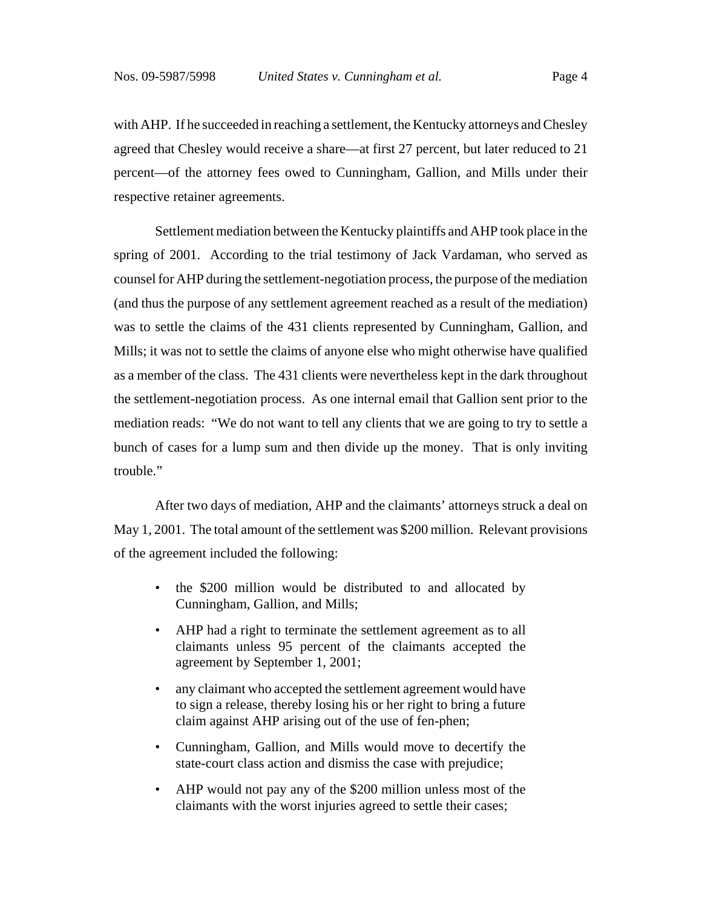with AHP. If he succeeded in reaching a settlement, the Kentucky attorneys and Chesley agreed that Chesley would receive a share—at first 27 percent, but later reduced to 21 percent—of the attorney fees owed to Cunningham, Gallion, and Mills under their respective retainer agreements.

Settlement mediation between the Kentucky plaintiffs and AHP took place in the spring of 2001. According to the trial testimony of Jack Vardaman, who served as counsel for AHP during the settlement-negotiation process, the purpose of the mediation (and thus the purpose of any settlement agreement reached as a result of the mediation) was to settle the claims of the 431 clients represented by Cunningham, Gallion, and Mills; it was not to settle the claims of anyone else who might otherwise have qualified as a member of the class. The 431 clients were nevertheless kept in the dark throughout the settlement-negotiation process. As one internal email that Gallion sent prior to the mediation reads: "We do not want to tell any clients that we are going to try to settle a bunch of cases for a lump sum and then divide up the money. That is only inviting trouble."

After two days of mediation, AHP and the claimants' attorneys struck a deal on May 1, 2001. The total amount of the settlement was $200 million. Relevant provisions of the agreement included the following:

- the $200 million would be distributed to and allocated by Cunningham, Gallion, and Mills;
- AHP had a right to terminate the settlement agreement as to all claimants unless 95 percent of the claimants accepted the agreement by September 1, 2001;
- any claimant who accepted the settlement agreement would have to sign a release, thereby losing his or her right to bring a future claim against AHP arising out of the use of fen-phen;
- Cunningham, Gallion, and Mills would move to decertify the state-court class action and dismiss the case with prejudice;
- AHP would not pay any of the $200 million unless most of the claimants with the worst injuries agreed to settle their cases;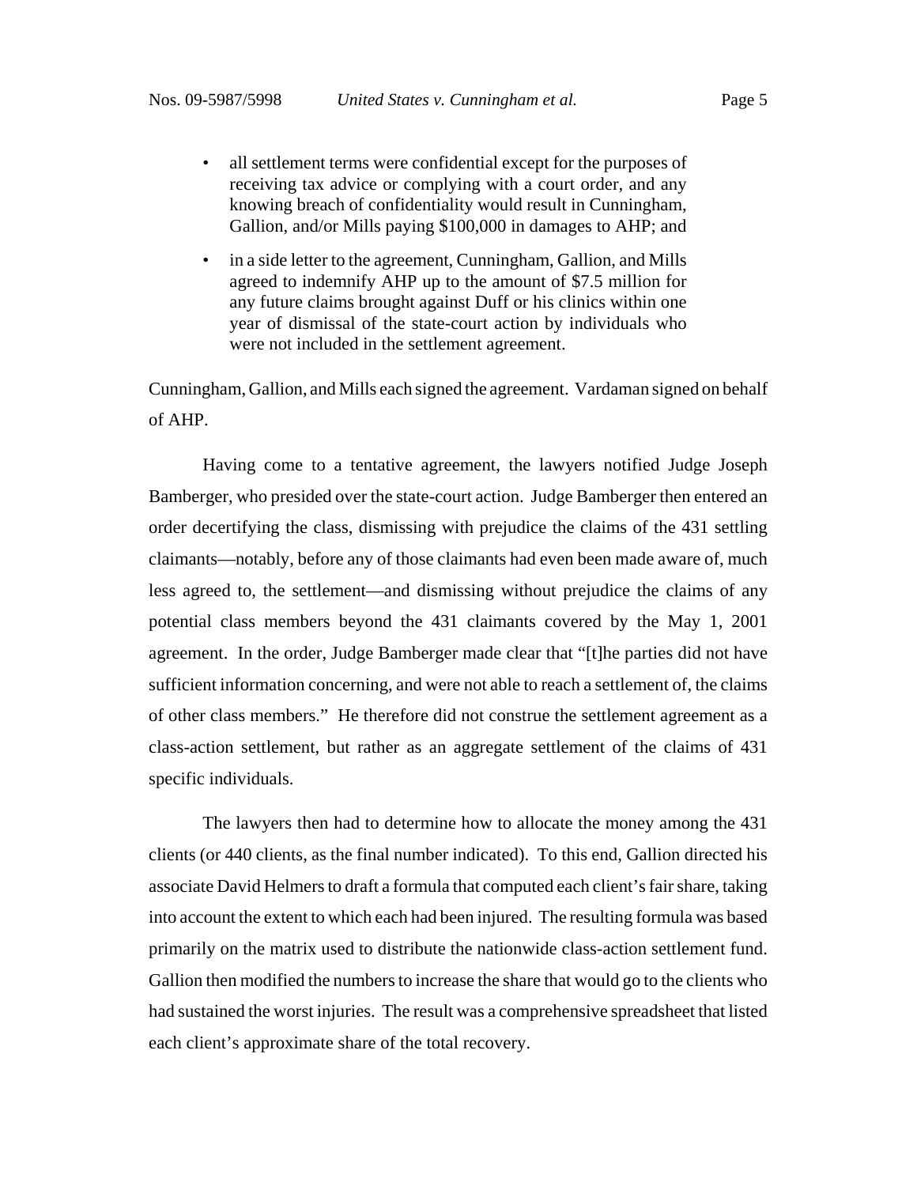- all settlement terms were confidential except for the purposes of receiving tax advice or complying with a court order, and any knowing breach of confidentiality would result in Cunningham, Gallion, and/or Mills paying $100,000 in damages to AHP; and
- in a side letter to the agreement, Cunningham, Gallion, and Mills agreed to indemnify AHP up to the amount of $7.5 million for any future claims brought against Duff or his clinics within one year of dismissal of the state-court action by individuals who were not included in the settlement agreement.

Cunningham, Gallion, and Mills each signed the agreement. Vardaman signed on behalf of AHP.

Having come to a tentative agreement, the lawyers notified Judge Joseph Bamberger, who presided over the state-court action. Judge Bamberger then entered an order decertifying the class, dismissing with prejudice the claims of the 431 settling claimants—notably, before any of those claimants had even been made aware of, much less agreed to, the settlement—and dismissing without prejudice the claims of any potential class members beyond the 431 claimants covered by the May 1, 2001 agreement. In the order, Judge Bamberger made clear that "[t]he parties did not have sufficient information concerning, and were not able to reach a settlement of, the claims of other class members." He therefore did not construe the settlement agreement as a class-action settlement, but rather as an aggregate settlement of the claims of 431 specific individuals.

The lawyers then had to determine how to allocate the money among the 431 clients (or 440 clients, as the final number indicated). To this end, Gallion directed his associate David Helmers to draft a formula that computed each client's fair share, taking into account the extent to which each had been injured. The resulting formula was based primarily on the matrix used to distribute the nationwide class-action settlement fund. Gallion then modified the numbers to increase the share that would go to the clients who had sustained the worst injuries. The result was a comprehensive spreadsheet that listed each client's approximate share of the total recovery.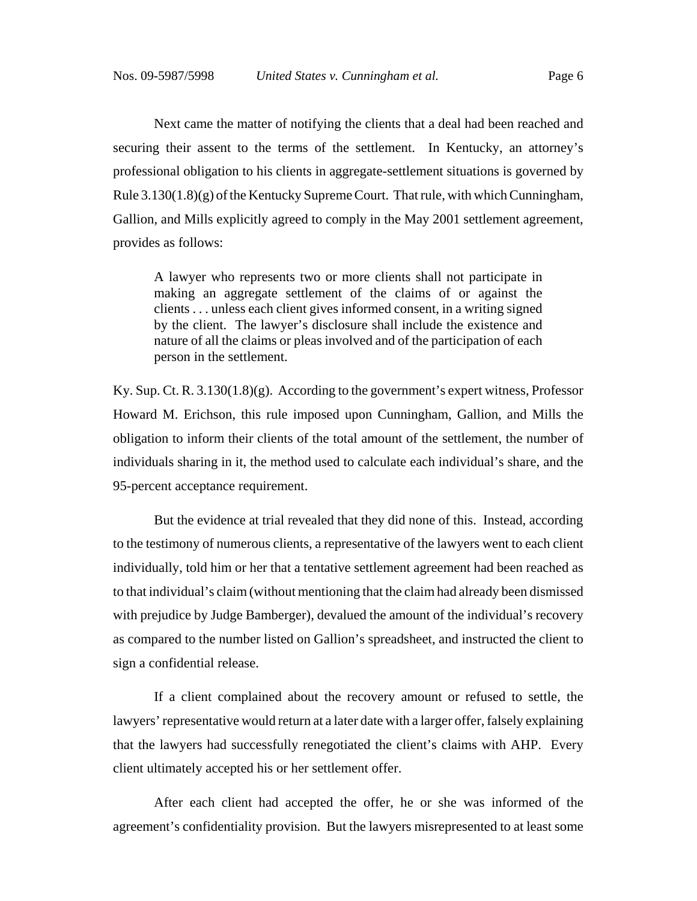Next came the matter of notifying the clients that a deal had been reached and securing their assent to the terms of the settlement. In Kentucky, an attorney's professional obligation to his clients in aggregate-settlement situations is governed by Rule 3.130(1.8)(g) of the Kentucky Supreme Court. That rule, with which Cunningham, Gallion, and Mills explicitly agreed to comply in the May 2001 settlement agreement, provides as follows:

> A lawyer who represents two or more clients shall not participate in making an aggregate settlement of the claims of or against the clients . . . unless each client gives informed consent, in a writing signed by the client. The lawyer's disclosure shall include the existence and nature of all the claims or pleas involved and of the participation of each person in the settlement.

Ky. Sup. Ct. R. 3.130(1.8)(g). According to the government's expert witness, Professor Howard M. Erichson, this rule imposed upon Cunningham, Gallion, and Mills the obligation to inform their clients of the total amount of the settlement, the number of individuals sharing in it, the method used to calculate each individual's share, and the 95-percent acceptance requirement.

But the evidence at trial revealed that they did none of this. Instead, according to the testimony of numerous clients, a representative of the lawyers went to each client individually, told him or her that a tentative settlement agreement had been reached as to that individual's claim (without mentioning that the claim had already been dismissed with prejudice by Judge Bamberger), devalued the amount of the individual's recovery as compared to the number listed on Gallion's spreadsheet, and instructed the client to sign a confidential release.

If a client complained about the recovery amount or refused to settle, the lawyers' representative would return at a later date with a larger offer, falsely explaining that the lawyers had successfully renegotiated the client's claims with AHP. Every client ultimately accepted his or her settlement offer.

After each client had accepted the offer, he or she was informed of the agreement's confidentiality provision. But the lawyers misrepresented to at least some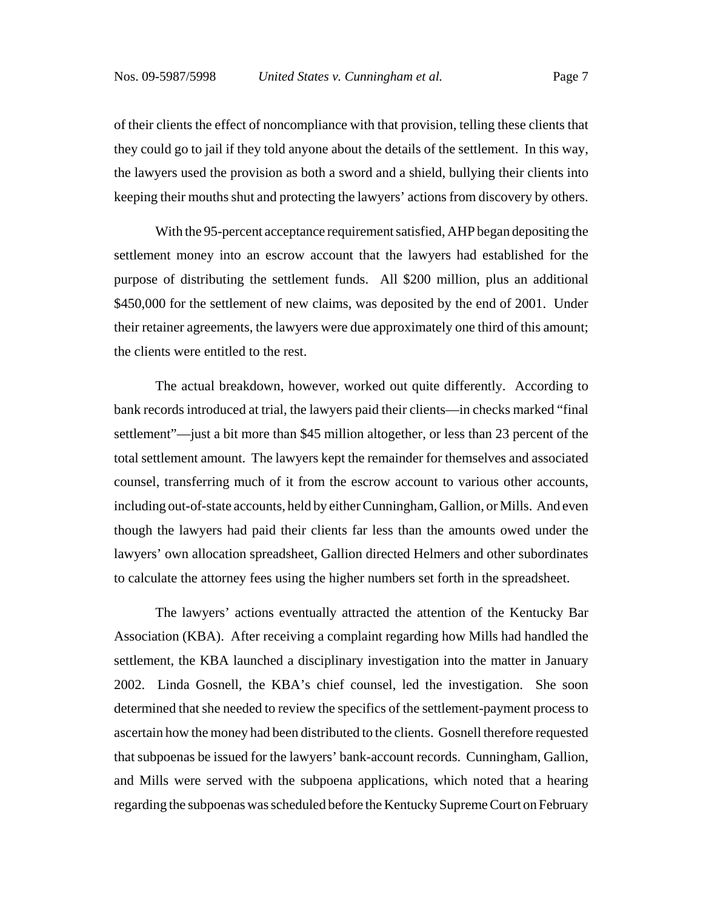of their clients the effect of noncompliance with that provision, telling these clients that they could go to jail if they told anyone about the details of the settlement. In this way, the lawyers used the provision as both a sword and a shield, bullying their clients into keeping their mouths shut and protecting the lawyers' actions from discovery by others.

With the 95-percent acceptance requirement satisfied, AHP began depositing the settlement money into an escrow account that the lawyers had established for the purpose of distributing the settlement funds. All $200 million, plus an additional $450,000 for the settlement of new claims, was deposited by the end of 2001. Under their retainer agreements, the lawyers were due approximately one third of this amount; the clients were entitled to the rest.

The actual breakdown, however, worked out quite differently. According to bank records introduced at trial, the lawyers paid their clients—in checks marked "final settlement"—just a bit more than $45 million altogether, or less than 23 percent of the total settlement amount. The lawyers kept the remainder for themselves and associated counsel, transferring much of it from the escrow account to various other accounts, including out-of-state accounts, held by either Cunningham, Gallion, or Mills. And even though the lawyers had paid their clients far less than the amounts owed under the lawyers' own allocation spreadsheet, Gallion directed Helmers and other subordinates to calculate the attorney fees using the higher numbers set forth in the spreadsheet.

The lawyers' actions eventually attracted the attention of the Kentucky Bar Association (KBA). After receiving a complaint regarding how Mills had handled the settlement, the KBA launched a disciplinary investigation into the matter in January 2002. Linda Gosnell, the KBA's chief counsel, led the investigation. She soon determined that she needed to review the specifics of the settlement-payment process to ascertain how the money had been distributed to the clients. Gosnell therefore requested that subpoenas be issued for the lawyers' bank-account records. Cunningham, Gallion, and Mills were served with the subpoena applications, which noted that a hearing regarding the subpoenas was scheduled before the Kentucky Supreme Court on February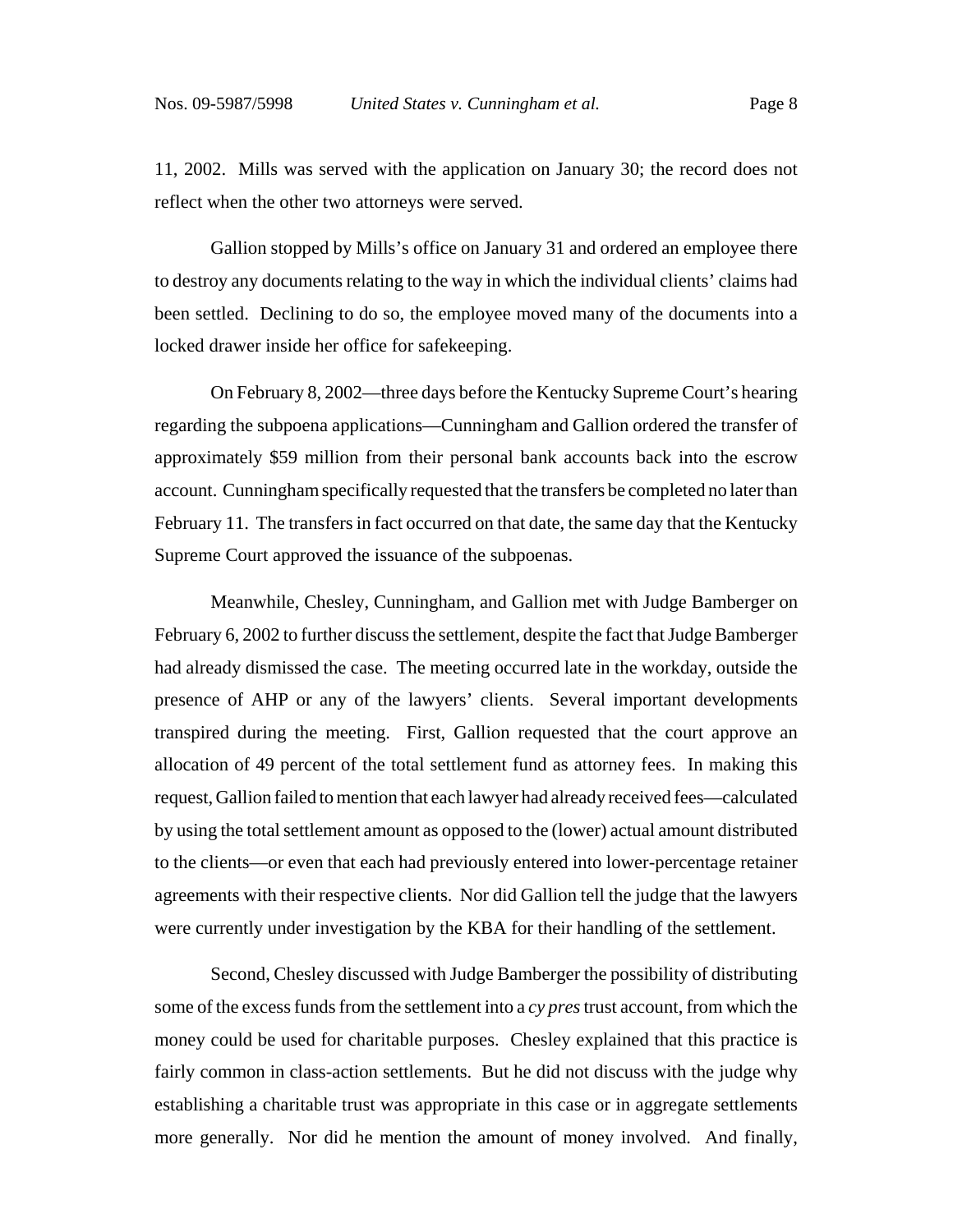11, 2002. Mills was served with the application on January 30; the record does not reflect when the other two attorneys were served.

Gallion stopped by Mills's office on January 31 and ordered an employee there to destroy any documents relating to the way in which the individual clients' claims had been settled. Declining to do so, the employee moved many of the documents into a locked drawer inside her office for safekeeping.

On February 8, 2002—three days before the Kentucky Supreme Court's hearing regarding the subpoena applications—Cunningham and Gallion ordered the transfer of approximately \$59 million from their personal bank accounts back into the escrow account. Cunningham specifically requested that the transfers be completed no later than February 11. The transfers in fact occurred on that date, the same day that the Kentucky Supreme Court approved the issuance of the subpoenas.

Meanwhile, Chesley, Cunningham, and Gallion met with Judge Bamberger on February 6, 2002 to further discuss the settlement, despite the fact that Judge Bamberger had already dismissed the case. The meeting occurred late in the workday, outside the presence of AHP or any of the lawyers' clients. Several important developments transpired during the meeting. First, Gallion requested that the court approve an allocation of 49 percent of the total settlement fund as attorney fees. In making this request, Gallion failed to mention that each lawyer had already received fees—calculated by using the total settlement amount as opposed to the (lower) actual amount distributed to the clients—or even that each had previously entered into lower-percentage retainer agreements with their respective clients. Nor did Gallion tell the judge that the lawyers were currently under investigation by the KBA for their handling of the settlement.

Second, Chesley discussed with Judge Bamberger the possibility of distributing some of the excess funds from the settlement into a *cy pres* trust account, from which the money could be used for charitable purposes. Chesley explained that this practice is fairly common in class-action settlements. But he did not discuss with the judge why establishing a charitable trust was appropriate in this case or in aggregate settlements more generally. Nor did he mention the amount of money involved. And finally,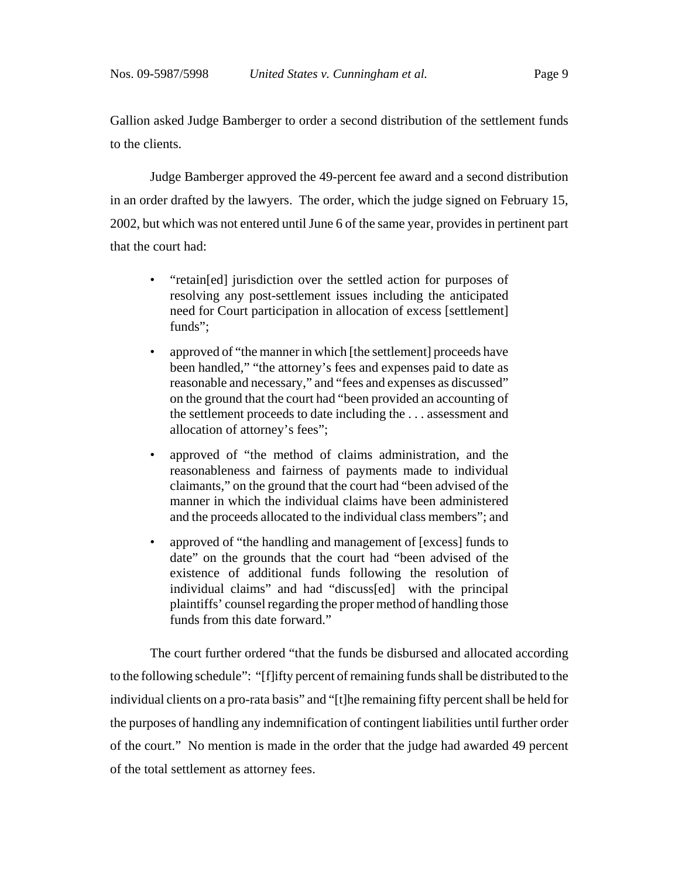Gallion asked Judge Bamberger to order a second distribution of the settlement funds to the clients.

Judge Bamberger approved the 49-percent fee award and a second distribution in an order drafted by the lawyers. The order, which the judge signed on February 15, 2002, but which was not entered until June 6 of the same year, provides in pertinent part that the court had:

- "retain[ed] jurisdiction over the settled action for purposes of resolving any post-settlement issues including the anticipated need for Court participation in allocation of excess [settlement] funds";
- approved of "the manner in which [the settlement] proceeds have been handled," "the attorney's fees and expenses paid to date as reasonable and necessary," and "fees and expenses as discussed" on the ground that the court had "been provided an accounting of the settlement proceeds to date including the . . . assessment and allocation of attorney's fees";
- approved of "the method of claims administration, and the reasonableness and fairness of payments made to individual claimants," on the ground that the court had "been advised of the manner in which the individual claims have been administered and the proceeds allocated to the individual class members"; and
- approved of "the handling and management of [excess] funds to date" on the grounds that the court had "been advised of the existence of additional funds following the resolution of individual claims" and had "discuss[ed] with the principal plaintiffs' counsel regarding the proper method of handling those funds from this date forward."

The court further ordered "that the funds be disbursed and allocated according to the following schedule": "[f]ifty percent of remaining funds shall be distributed to the individual clients on a pro-rata basis" and "[t]he remaining fifty percent shall be held for the purposes of handling any indemnification of contingent liabilities until further order of the court." No mention is made in the order that the judge had awarded 49 percent of the total settlement as attorney fees.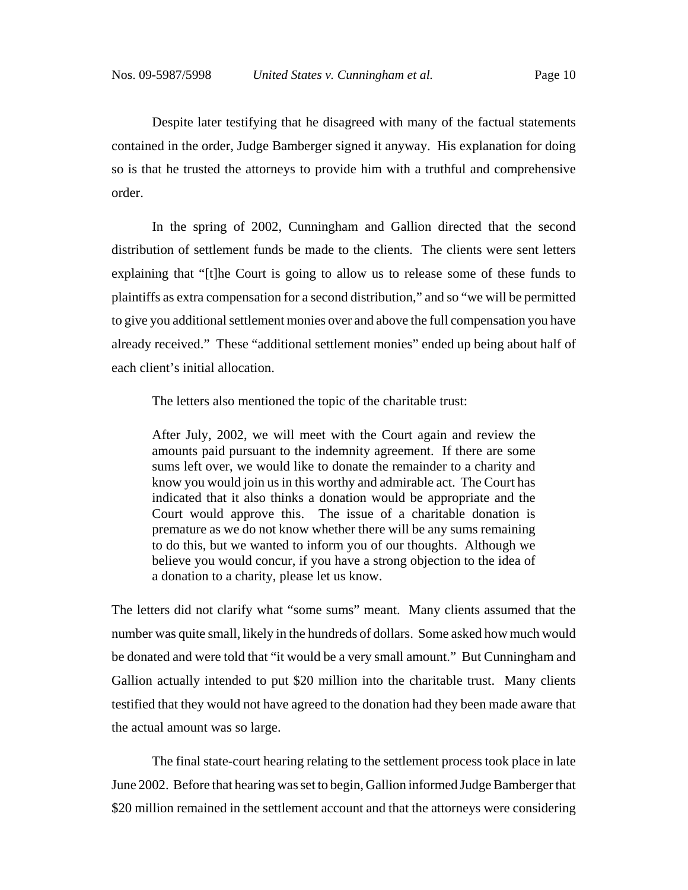Despite later testifying that he disagreed with many of the factual statements contained in the order, Judge Bamberger signed it anyway. His explanation for doing so is that he trusted the attorneys to provide him with a truthful and comprehensive order.

In the spring of 2002, Cunningham and Gallion directed that the second distribution of settlement funds be made to the clients. The clients were sent letters explaining that "[t]he Court is going to allow us to release some of these funds to plaintiffs as extra compensation for a second distribution," and so "we will be permitted to give you additional settlement monies over and above the full compensation you have already received." These "additional settlement monies" ended up being about half of each client's initial allocation.

The letters also mentioned the topic of the charitable trust:

> After July, 2002, we will meet with the Court again and review the amounts paid pursuant to the indemnity agreement. If there are some sums left over, we would like to donate the remainder to a charity and know you would join us in this worthy and admirable act. The Court has indicated that it also thinks a donation would be appropriate and the Court would approve this. The issue of a charitable donation is premature as we do not know whether there will be any sums remaining to do this, but we wanted to inform you of our thoughts. Although we believe you would concur, if you have a strong objection to the idea of a donation to a charity, please let us know.

The letters did not clarify what "some sums" meant. Many clients assumed that the number was quite small, likely in the hundreds of dollars. Some asked how much would be donated and were told that "it would be a very small amount." But Cunningham and Gallion actually intended to put $20 million into the charitable trust. Many clients testified that they would not have agreed to the donation had they been made aware that the actual amount was so large.

The final state-court hearing relating to the settlement process took place in late June 2002. Before that hearing was set to begin, Gallion informed Judge Bamberger that $20 million remained in the settlement account and that the attorneys were considering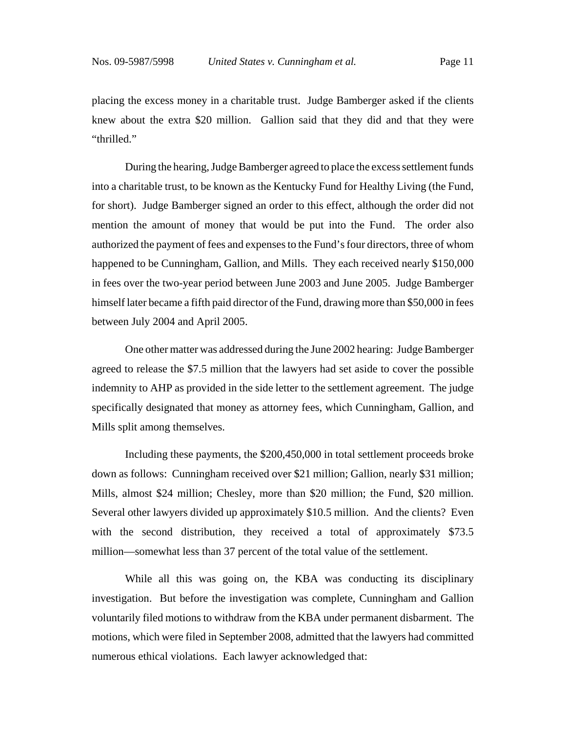placing the excess money in a charitable trust. Judge Bamberger asked if the clients knew about the extra $20 million. Gallion said that they did and that they were "thrilled."

During the hearing, Judge Bamberger agreed to place the excess settlement funds into a charitable trust, to be known as the Kentucky Fund for Healthy Living (the Fund, for short). Judge Bamberger signed an order to this effect, although the order did not mention the amount of money that would be put into the Fund. The order also authorized the payment of fees and expenses to the Fund's four directors, three of whom happened to be Cunningham, Gallion, and Mills. They each received nearly $150,000 in fees over the two-year period between June 2003 and June 2005. Judge Bamberger himself later became a fifth paid director of the Fund, drawing more than $50,000 in fees between July 2004 and April 2005.

One other matter was addressed during the June 2002 hearing: Judge Bamberger agreed to release the $7.5 million that the lawyers had set aside to cover the possible indemnity to AHP as provided in the side letter to the settlement agreement. The judge specifically designated that money as attorney fees, which Cunningham, Gallion, and Mills split among themselves.

Including these payments, the $200,450,000 in total settlement proceeds broke down as follows: Cunningham received over $21 million; Gallion, nearly $31 million; Mills, almost $24 million; Chesley, more than $20 million; the Fund, $20 million. Several other lawyers divided up approximately $10.5 million. And the clients? Even with the second distribution, they received a total of approximately $73.5 million—somewhat less than 37 percent of the total value of the settlement.

While all this was going on, the KBA was conducting its disciplinary investigation. But before the investigation was complete, Cunningham and Gallion voluntarily filed motions to withdraw from the KBA under permanent disbarment. The motions, which were filed in September 2008, admitted that the lawyers had committed numerous ethical violations. Each lawyer acknowledged that: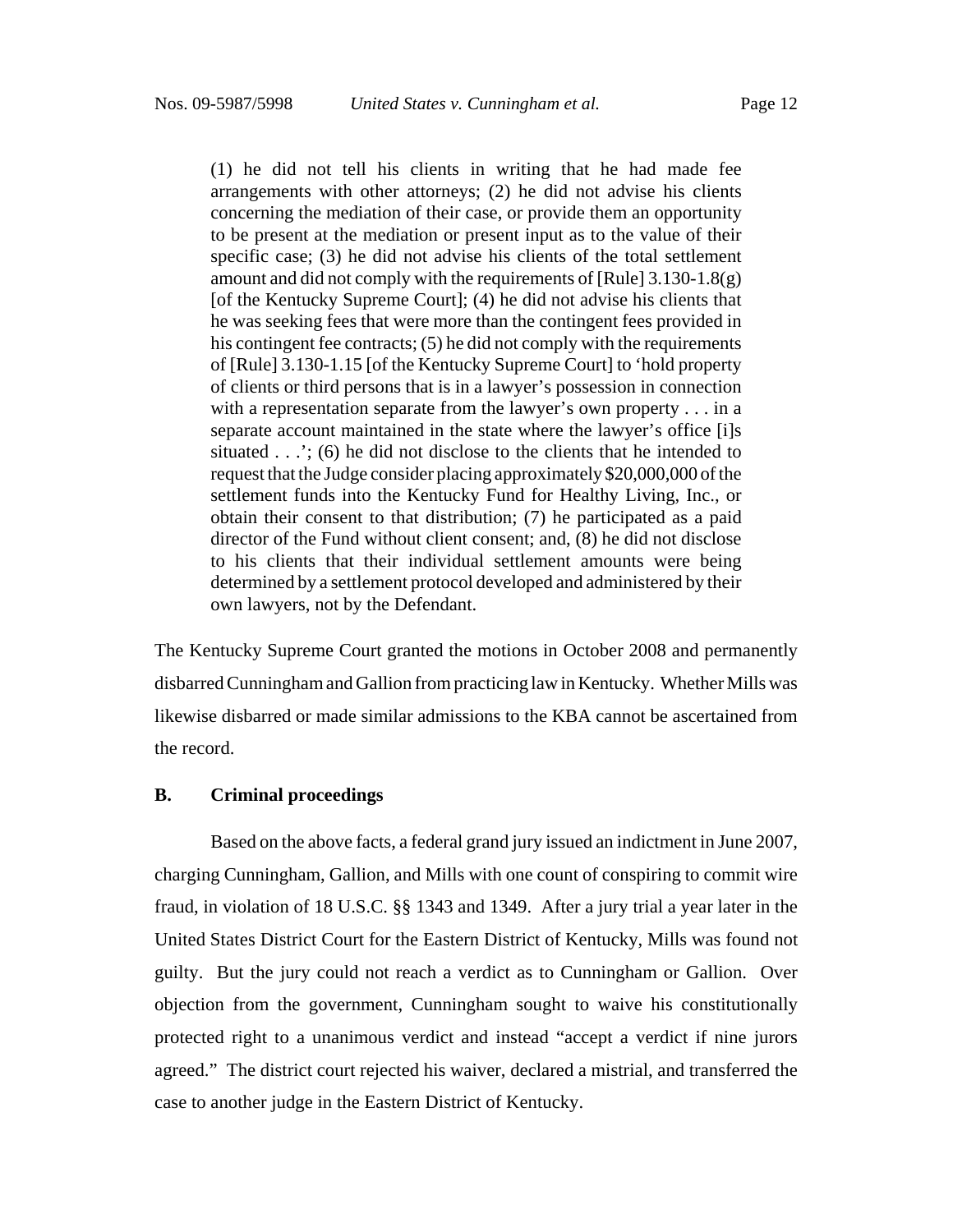> (1) he did not tell his clients in writing that he had made fee arrangements with other attorneys; (2) he did not advise his clients concerning the mediation of their case, or provide them an opportunity to be present at the mediation or present input as to the value of their specific case; (3) he did not advise his clients of the total settlement amount and did not comply with the requirements of [Rule] 3.130-1.8(g) [of the Kentucky Supreme Court]; (4) he did not advise his clients that he was seeking fees that were more than the contingent fees provided in his contingent fee contracts; (5) he did not comply with the requirements of [Rule] 3.130-1.15 [of the Kentucky Supreme Court] to 'hold property of clients or third persons that is in a lawyer's possession in connection with a representation separate from the lawyer's own property . . . in a separate account maintained in the state where the lawyer's office [i]s situated . . .'; (6) he did not disclose to the clients that he intended to request that the Judge consider placing approximately $20,000,000 of the settlement funds into the Kentucky Fund for Healthy Living, Inc., or obtain their consent to that distribution; (7) he participated as a paid director of the Fund without client consent; and, (8) he did not disclose to his clients that their individual settlement amounts were being determined by a settlement protocol developed and administered by their own lawyers, not by the Defendant.

The Kentucky Supreme Court granted the motions in October 2008 and permanently disbarred Cunningham and Gallion from practicing law in Kentucky. Whether Mills was likewise disbarred or made similar admissions to the KBA cannot be ascertained from the record.

### B. Criminal proceedings

Based on the above facts, a federal grand jury issued an indictment in June 2007, charging Cunningham, Gallion, and Mills with one count of conspiring to commit wire fraud, in violation of 18 U.S.C. §§ 1343 and 1349. After a jury trial a year later in the United States District Court for the Eastern District of Kentucky, Mills was found not guilty. But the jury could not reach a verdict as to Cunningham or Gallion. Over objection from the government, Cunningham sought to waive his constitutionally protected right to a unanimous verdict and instead "accept a verdict if nine jurors agreed." The district court rejected his waiver, declared a mistrial, and transferred the case to another judge in the Eastern District of Kentucky.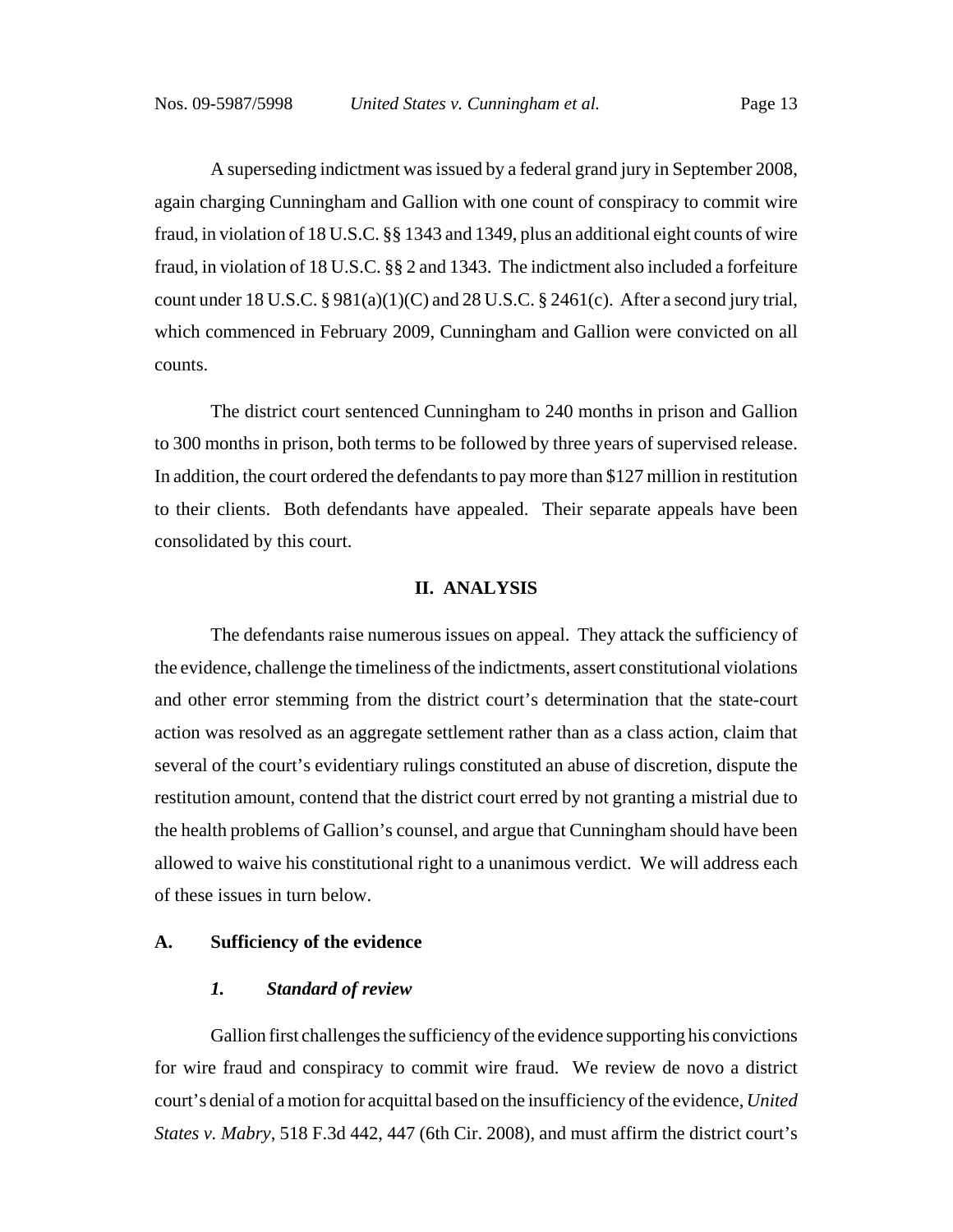A superseding indictment was issued by a federal grand jury in September 2008, again charging Cunningham and Gallion with one count of conspiracy to commit wire fraud, in violation of 18 U.S.C. §§ 1343 and 1349, plus an additional eight counts of wire fraud, in violation of 18 U.S.C. §§ 2 and 1343. The indictment also included a forfeiture count under 18 U.S.C. § 981(a)(1)(C) and 28 U.S.C. § 2461(c). After a second jury trial, which commenced in February 2009, Cunningham and Gallion were convicted on all counts.

The district court sentenced Cunningham to 240 months in prison and Gallion to 300 months in prison, both terms to be followed by three years of supervised release. In addition, the court ordered the defendants to pay more than $127 million in restitution to their clients. Both defendants have appealed. Their separate appeals have been consolidated by this court.

## II. ANALYSIS

The defendants raise numerous issues on appeal. They attack the sufficiency of the evidence, challenge the timeliness of the indictments, assert constitutional violations and other error stemming from the district court's determination that the state-court action was resolved as an aggregate settlement rather than as a class action, claim that several of the court's evidentiary rulings constituted an abuse of discretion, dispute the restitution amount, contend that the district court erred by not granting a mistrial due to the health problems of Gallion's counsel, and argue that Cunningham should have been allowed to waive his constitutional right to a unanimous verdict. We will address each of these issues in turn below.

### A. Sufficiency of the evidence

#### *1. Standard of review*

Gallion first challenges the sufficiency of the evidence supporting his convictions for wire fraud and conspiracy to commit wire fraud. We review de novo a district court's denial of a motion for acquittal based on the insufficiency of the evidence, *United States v. Mabry*, 518 F.3d 442, 447 (6th Cir. 2008), and must affirm the district court's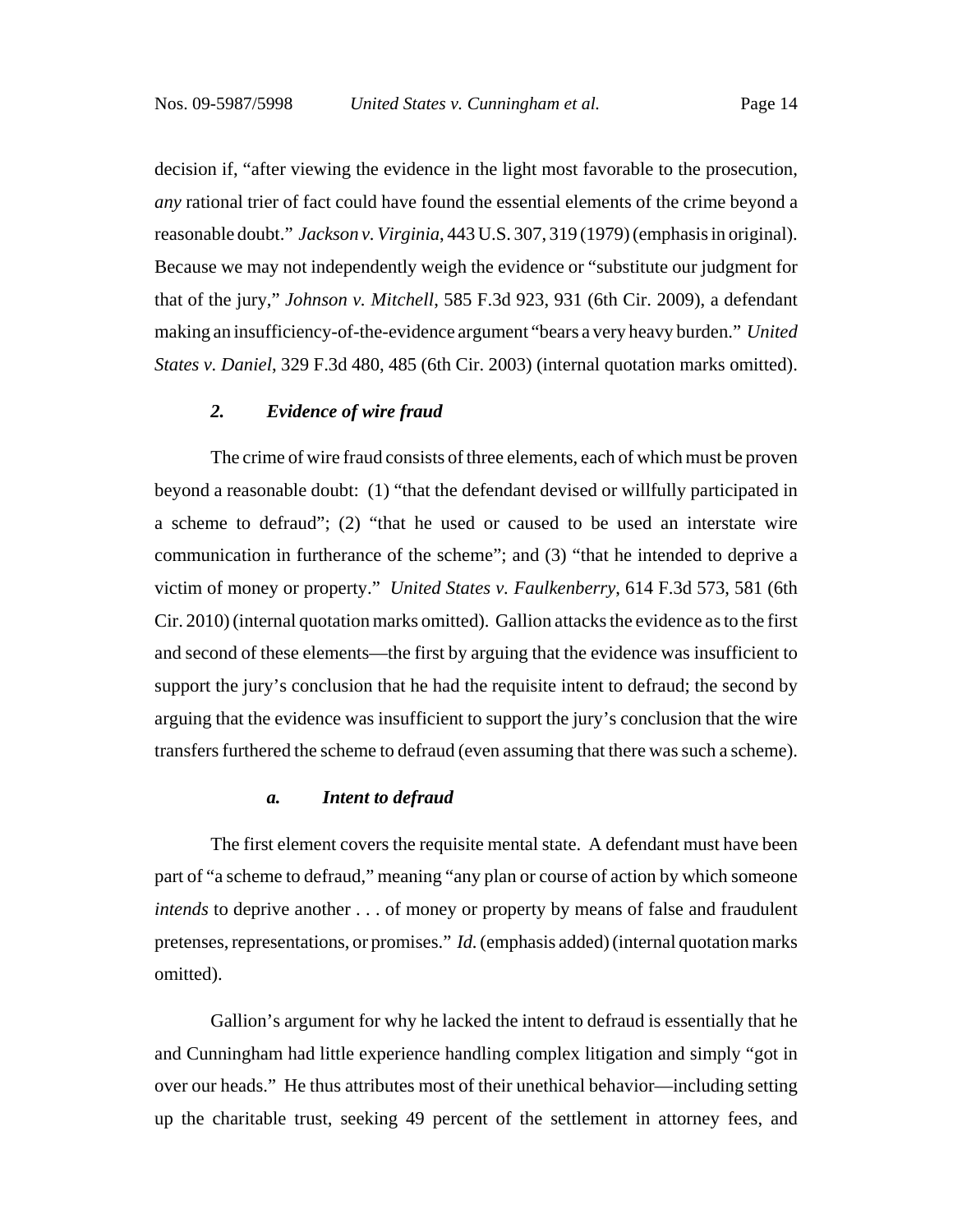decision if, "after viewing the evidence in the light most favorable to the prosecution, *any* rational trier of fact could have found the essential elements of the crime beyond a reasonable doubt." *Jackson v. Virginia*, 443 U.S. 307, 319 (1979) (emphasis in original). Because we may not independently weigh the evidence or "substitute our judgment for that of the jury," *Johnson v. Mitchell*, 585 F.3d 923, 931 (6th Cir. 2009), a defendant making an insufficiency-of-the-evidence argument "bears a very heavy burden." *United States v. Daniel*, 329 F.3d 480, 485 (6th Cir. 2003) (internal quotation marks omitted).

### *2. Evidence of wire fraud*

The crime of wire fraud consists of three elements, each of which must be proven beyond a reasonable doubt: (1) "that the defendant devised or willfully participated in a scheme to defraud"; (2) "that he used or caused to be used an interstate wire communication in furtherance of the scheme"; and (3) "that he intended to deprive a victim of money or property." *United States v. Faulkenberry*, 614 F.3d 573, 581 (6th Cir. 2010) (internal quotation marks omitted). Gallion attacks the evidence as to the first and second of these elements—the first by arguing that the evidence was insufficient to support the jury's conclusion that he had the requisite intent to defraud; the second by arguing that the evidence was insufficient to support the jury's conclusion that the wire transfers furthered the scheme to defraud (even assuming that there was such a scheme).

#### *a. Intent to defraud*

The first element covers the requisite mental state. A defendant must have been part of "a scheme to defraud," meaning "any plan or course of action by which someone *intends* to deprive another . . . of money or property by means of false and fraudulent pretenses, representations, or promises." *Id.* (emphasis added) (internal quotation marks omitted).

Gallion's argument for why he lacked the intent to defraud is essentially that he and Cunningham had little experience handling complex litigation and simply "got in over our heads." He thus attributes most of their unethical behavior—including setting up the charitable trust, seeking 49 percent of the settlement in attorney fees, and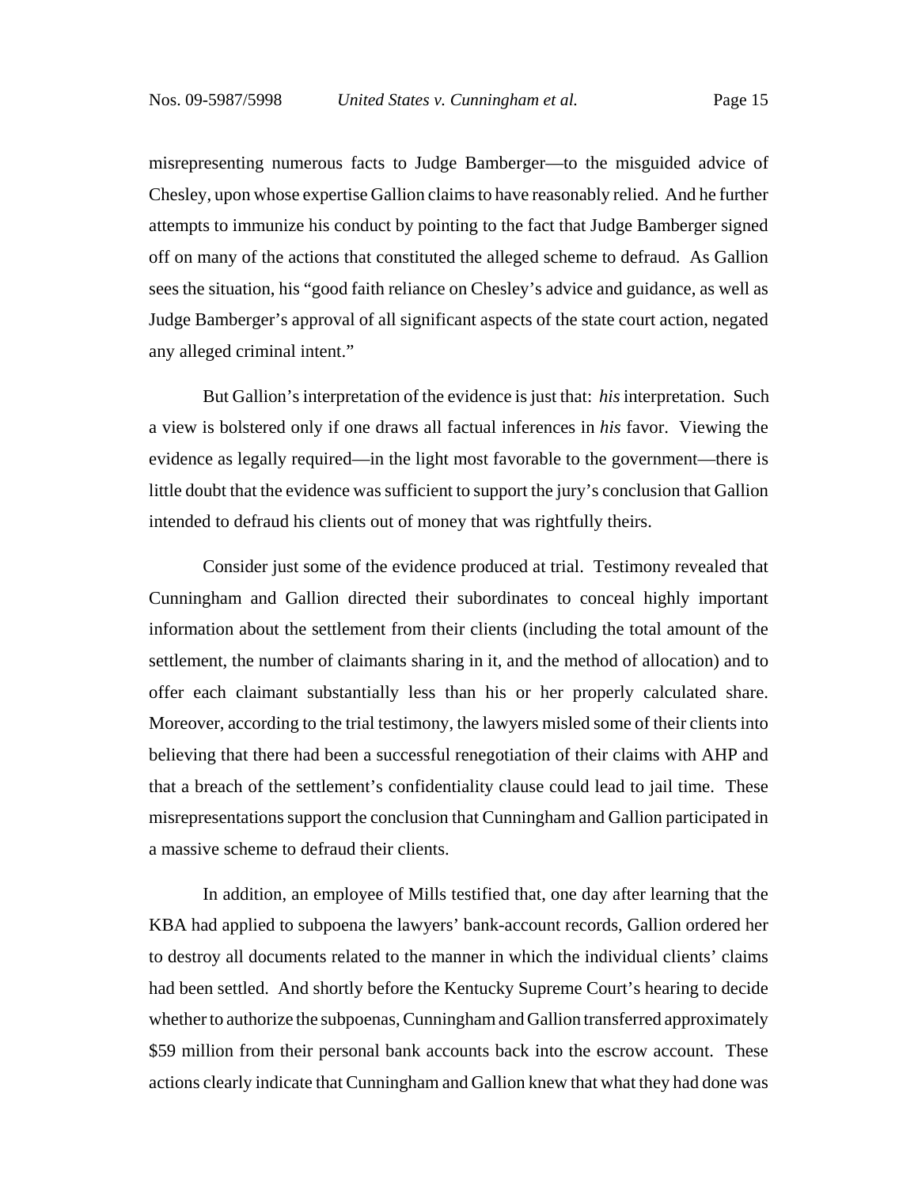misrepresenting numerous facts to Judge Bamberger—to the misguided advice of Chesley, upon whose expertise Gallion claims to have reasonably relied. And he further attempts to immunize his conduct by pointing to the fact that Judge Bamberger signed off on many of the actions that constituted the alleged scheme to defraud. As Gallion sees the situation, his "good faith reliance on Chesley's advice and guidance, as well as Judge Bamberger's approval of all significant aspects of the state court action, negated any alleged criminal intent."

But Gallion's interpretation of the evidence is just that: *his* interpretation. Such a view is bolstered only if one draws all factual inferences in *his* favor. Viewing the evidence as legally required—in the light most favorable to the government—there is little doubt that the evidence was sufficient to support the jury's conclusion that Gallion intended to defraud his clients out of money that was rightfully theirs.

Consider just some of the evidence produced at trial. Testimony revealed that Cunningham and Gallion directed their subordinates to conceal highly important information about the settlement from their clients (including the total amount of the settlement, the number of claimants sharing in it, and the method of allocation) and to offer each claimant substantially less than his or her properly calculated share. Moreover, according to the trial testimony, the lawyers misled some of their clients into believing that there had been a successful renegotiation of their claims with AHP and that a breach of the settlement's confidentiality clause could lead to jail time. These misrepresentations support the conclusion that Cunningham and Gallion participated in a massive scheme to defraud their clients.

In addition, an employee of Mills testified that, one day after learning that the KBA had applied to subpoena the lawyers' bank-account records, Gallion ordered her to destroy all documents related to the manner in which the individual clients' claims had been settled. And shortly before the Kentucky Supreme Court's hearing to decide whether to authorize the subpoenas, Cunningham and Gallion transferred approximately $59 million from their personal bank accounts back into the escrow account. These actions clearly indicate that Cunningham and Gallion knew that what they had done was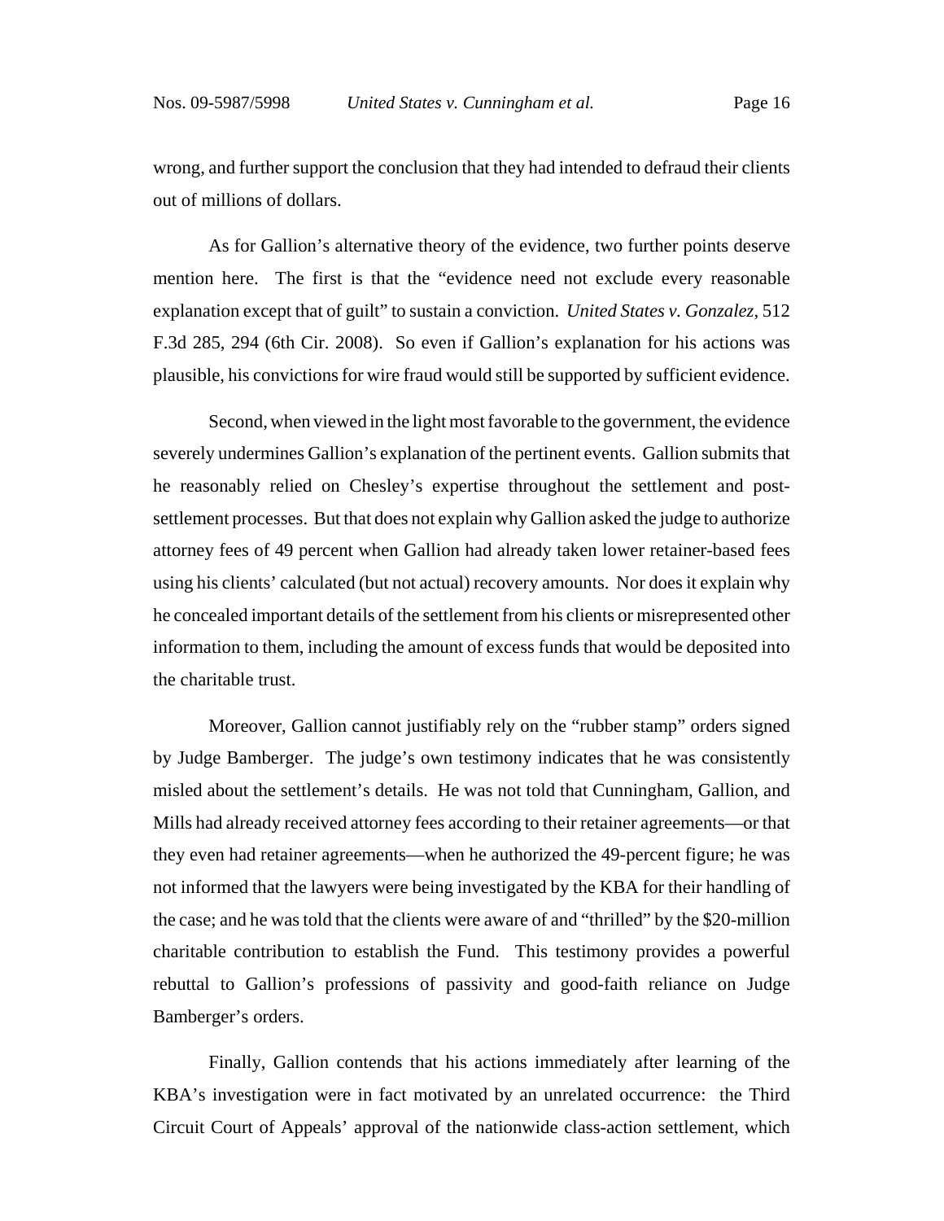wrong, and further support the conclusion that they had intended to defraud their clients out of millions of dollars.

As for Gallion's alternative theory of the evidence, two further points deserve mention here. The first is that the "evidence need not exclude every reasonable explanation except that of guilt" to sustain a conviction. *United States v. Gonzalez*, 512 F.3d 285, 294 (6th Cir. 2008). So even if Gallion's explanation for his actions was plausible, his convictions for wire fraud would still be supported by sufficient evidence.

Second, when viewed in the light most favorable to the government, the evidence severely undermines Gallion's explanation of the pertinent events. Gallion submits that he reasonably relied on Chesley's expertise throughout the settlement and post-settlement processes. But that does not explain why Gallion asked the judge to authorize attorney fees of 49 percent when Gallion had already taken lower retainer-based fees using his clients' calculated (but not actual) recovery amounts. Nor does it explain why he concealed important details of the settlement from his clients or misrepresented other information to them, including the amount of excess funds that would be deposited into the charitable trust.

Moreover, Gallion cannot justifiably rely on the "rubber stamp" orders signed by Judge Bamberger. The judge's own testimony indicates that he was consistently misled about the settlement's details. He was not told that Cunningham, Gallion, and Mills had already received attorney fees according to their retainer agreements—or that they even had retainer agreements—when he authorized the 49-percent figure; he was not informed that the lawyers were being investigated by the KBA for their handling of the case; and he was told that the clients were aware of and "thrilled" by the $20-million charitable contribution to establish the Fund. This testimony provides a powerful rebuttal to Gallion's professions of passivity and good-faith reliance on Judge Bamberger's orders.

Finally, Gallion contends that his actions immediately after learning of the KBA's investigation were in fact motivated by an unrelated occurrence: the Third Circuit Court of Appeals' approval of the nationwide class-action settlement, which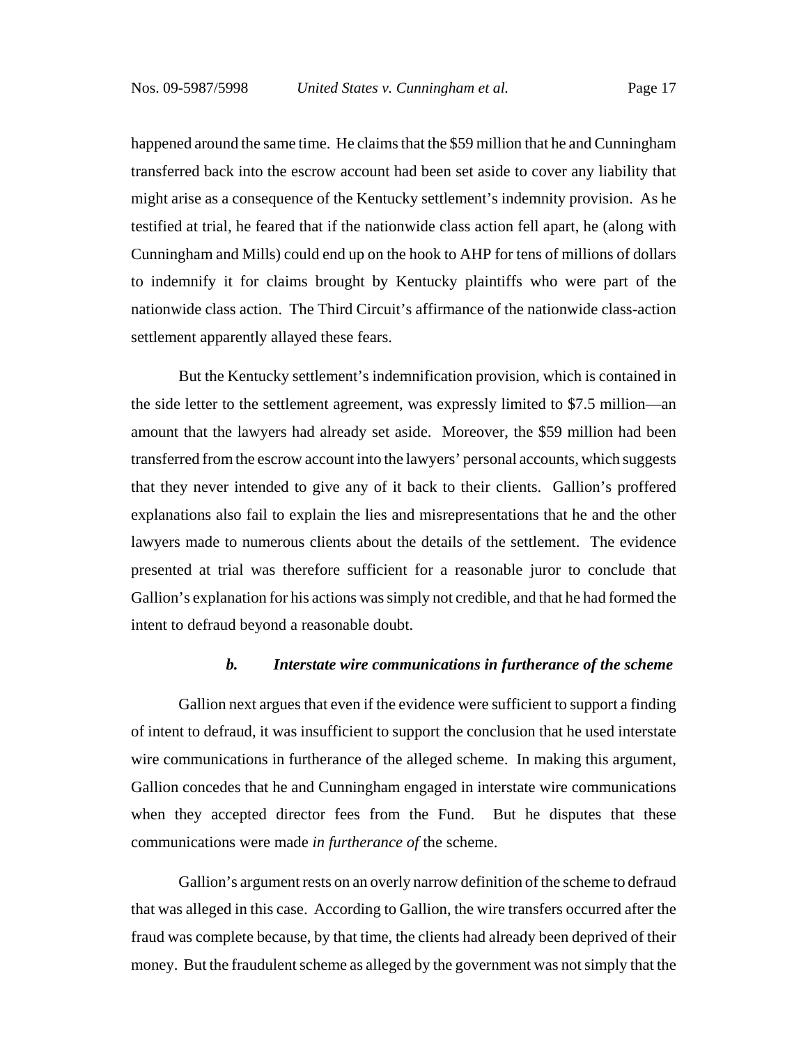happened around the same time. He claims that the $59 million that he and Cunningham transferred back into the escrow account had been set aside to cover any liability that might arise as a consequence of the Kentucky settlement's indemnity provision. As he testified at trial, he feared that if the nationwide class action fell apart, he (along with Cunningham and Mills) could end up on the hook to AHP for tens of millions of dollars to indemnify it for claims brought by Kentucky plaintiffs who were part of the nationwide class action. The Third Circuit's affirmance of the nationwide class-action settlement apparently allayed these fears.

But the Kentucky settlement's indemnification provision, which is contained in the side letter to the settlement agreement, was expressly limited to $7.5 million—an amount that the lawyers had already set aside. Moreover, the $59 million had been transferred from the escrow account into the lawyers' personal accounts, which suggests that they never intended to give any of it back to their clients. Gallion's proffered explanations also fail to explain the lies and misrepresentations that he and the other lawyers made to numerous clients about the details of the settlement. The evidence presented at trial was therefore sufficient for a reasonable juror to conclude that Gallion's explanation for his actions was simply not credible, and that he had formed the intent to defraud beyond a reasonable doubt.

#### *b. Interstate wire communications in furtherance of the scheme*

Gallion next argues that even if the evidence were sufficient to support a finding of intent to defraud, it was insufficient to support the conclusion that he used interstate wire communications in furtherance of the alleged scheme. In making this argument, Gallion concedes that he and Cunningham engaged in interstate wire communications when they accepted director fees from the Fund. But he disputes that these communications were made *in furtherance of* the scheme.

Gallion's argument rests on an overly narrow definition of the scheme to defraud that was alleged in this case. According to Gallion, the wire transfers occurred after the fraud was complete because, by that time, the clients had already been deprived of their money. But the fraudulent scheme as alleged by the government was not simply that the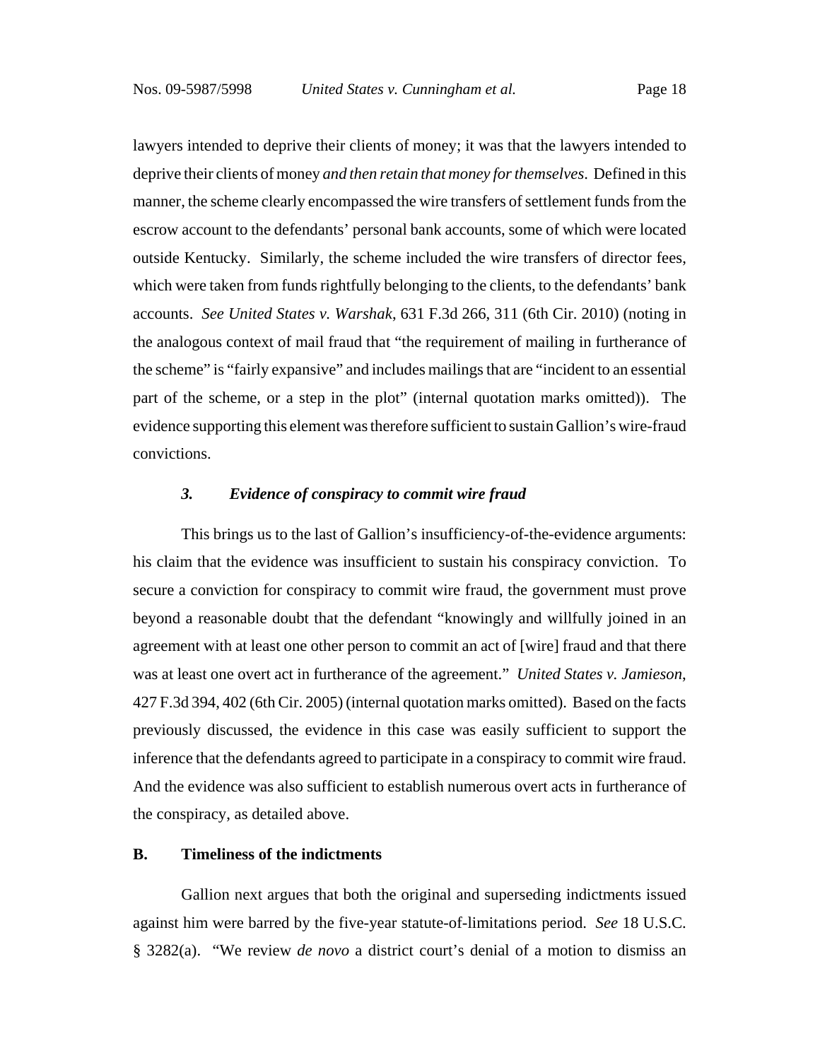lawyers intended to deprive their clients of money; it was that the lawyers intended to deprive their clients of money *and then retain that money for themselves*. Defined in this manner, the scheme clearly encompassed the wire transfers of settlement funds from the escrow account to the defendants' personal bank accounts, some of which were located outside Kentucky. Similarly, the scheme included the wire transfers of director fees, which were taken from funds rightfully belonging to the clients, to the defendants' bank accounts. *See United States v. Warshak*, 631 F.3d 266, 311 (6th Cir. 2010) (noting in the analogous context of mail fraud that "the requirement of mailing in furtherance of the scheme" is "fairly expansive" and includes mailings that are "incident to an essential part of the scheme, or a step in the plot" (internal quotation marks omitted)). The evidence supporting this element was therefore sufficient to sustain Gallion's wire-fraud convictions.

### *3. Evidence of conspiracy to commit wire fraud*

This brings us to the last of Gallion's insufficiency-of-the-evidence arguments: his claim that the evidence was insufficient to sustain his conspiracy conviction. To secure a conviction for conspiracy to commit wire fraud, the government must prove beyond a reasonable doubt that the defendant "knowingly and willfully joined in an agreement with at least one other person to commit an act of [wire] fraud and that there was at least one overt act in furtherance of the agreement." *United States v. Jamieson*, 427 F.3d 394, 402 (6th Cir. 2005) (internal quotation marks omitted). Based on the facts previously discussed, the evidence in this case was easily sufficient to support the inference that the defendants agreed to participate in a conspiracy to commit wire fraud. And the evidence was also sufficient to establish numerous overt acts in furtherance of the conspiracy, as detailed above.

## **B. Timeliness of the indictments**

Gallion next argues that both the original and superseding indictments issued against him were barred by the five-year statute-of-limitations period. *See* 18 U.S.C. § 3282(a). "We review *de novo* a district court's denial of a motion to dismiss an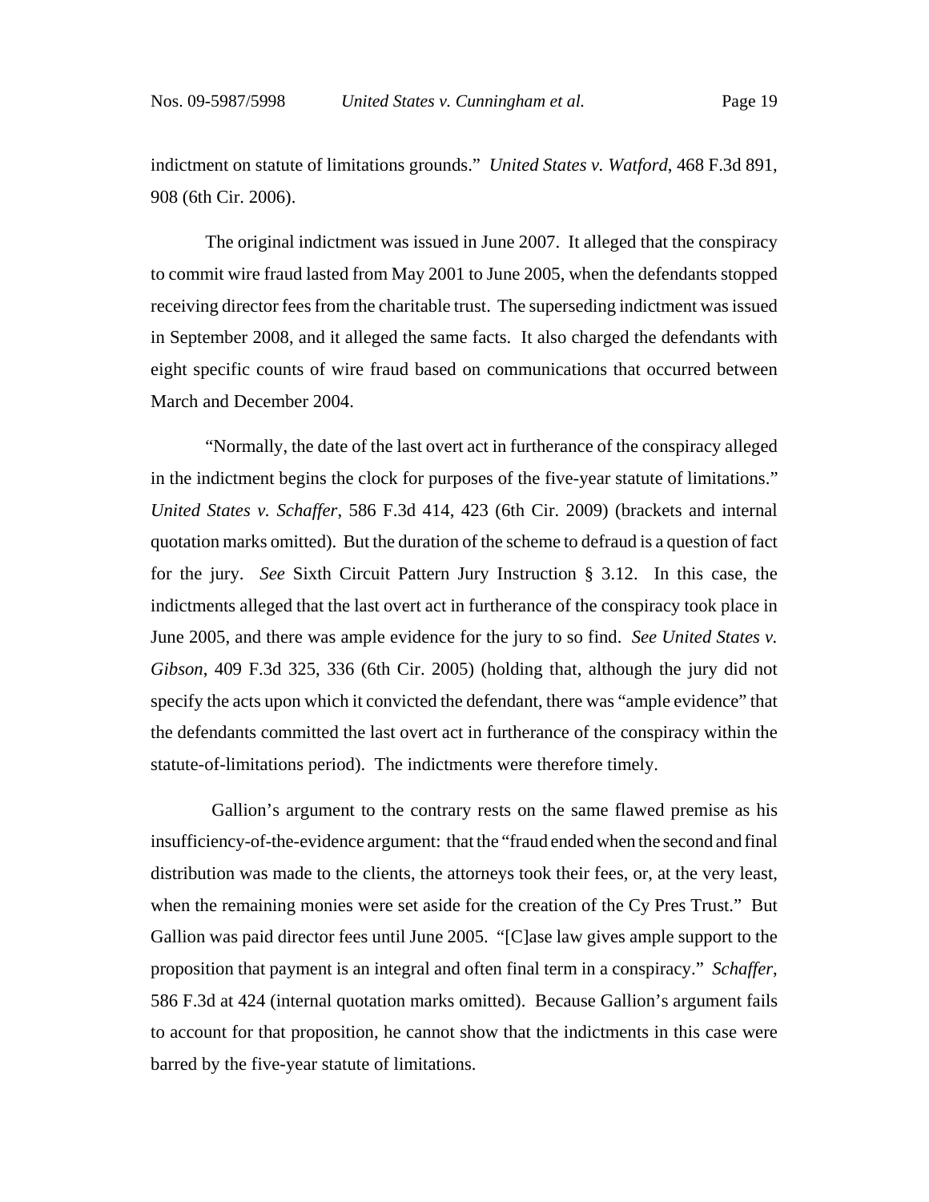indictment on statute of limitations grounds." *United States v. Watford*, 468 F.3d 891, 908 (6th Cir. 2006).

The original indictment was issued in June 2007. It alleged that the conspiracy to commit wire fraud lasted from May 2001 to June 2005, when the defendants stopped receiving director fees from the charitable trust. The superseding indictment was issued in September 2008, and it alleged the same facts. It also charged the defendants with eight specific counts of wire fraud based on communications that occurred between March and December 2004.

"Normally, the date of the last overt act in furtherance of the conspiracy alleged in the indictment begins the clock for purposes of the five-year statute of limitations." *United States v. Schaffer*, 586 F.3d 414, 423 (6th Cir. 2009) (brackets and internal quotation marks omitted). But the duration of the scheme to defraud is a question of fact for the jury. *See* Sixth Circuit Pattern Jury Instruction § 3.12. In this case, the indictments alleged that the last overt act in furtherance of the conspiracy took place in June 2005, and there was ample evidence for the jury to so find. *See United States v. Gibson*, 409 F.3d 325, 336 (6th Cir. 2005) (holding that, although the jury did not specify the acts upon which it convicted the defendant, there was "ample evidence" that the defendants committed the last overt act in furtherance of the conspiracy within the statute-of-limitations period). The indictments were therefore timely.

Gallion's argument to the contrary rests on the same flawed premise as his insufficiency-of-the-evidence argument: that the "fraud ended when the second and final distribution was made to the clients, the attorneys took their fees, or, at the very least, when the remaining monies were set aside for the creation of the Cy Pres Trust." But Gallion was paid director fees until June 2005. "[C]ase law gives ample support to the proposition that payment is an integral and often final term in a conspiracy." *Schaffer*, 586 F.3d at 424 (internal quotation marks omitted). Because Gallion's argument fails to account for that proposition, he cannot show that the indictments in this case were barred by the five-year statute of limitations.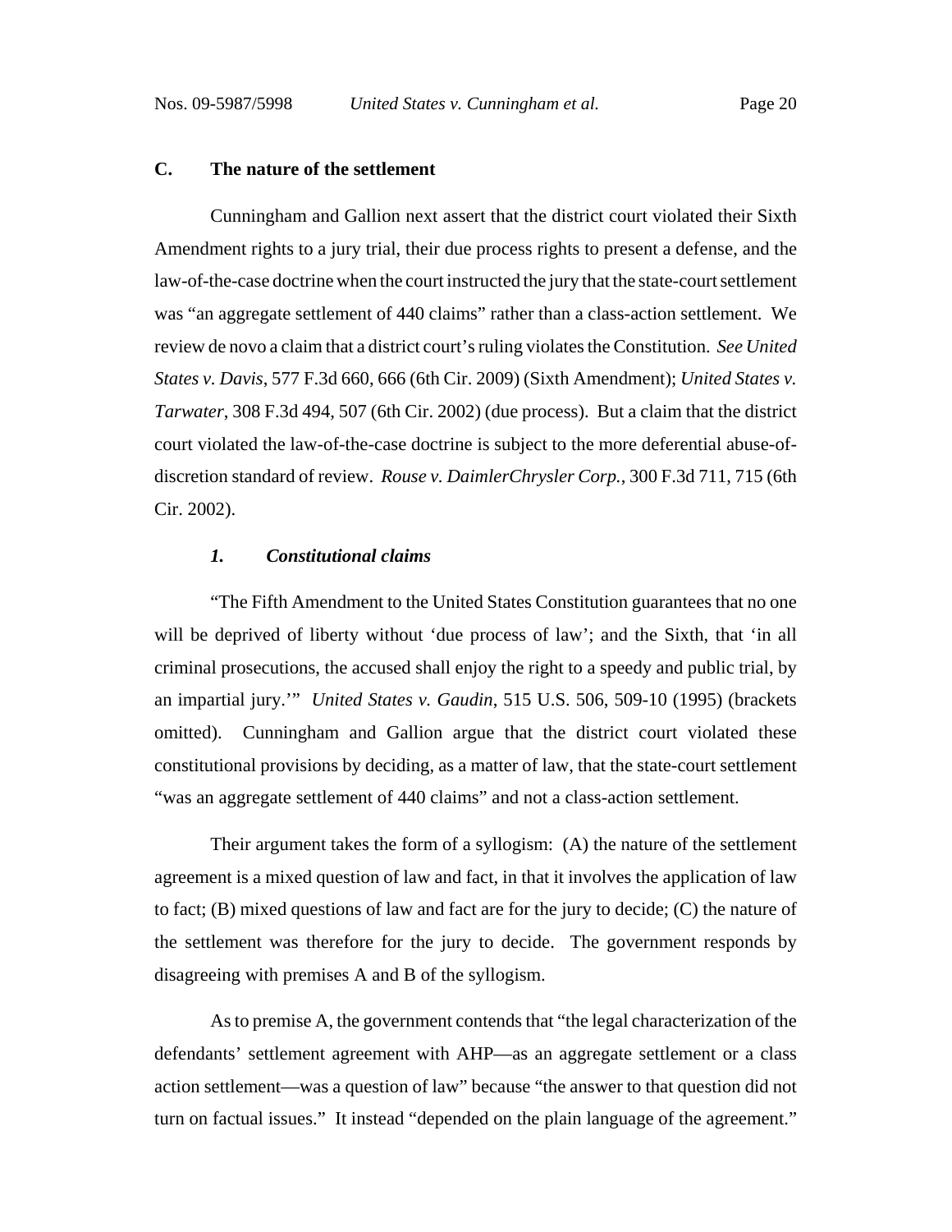### C. The nature of the settlement

Cunningham and Gallion next assert that the district court violated their Sixth Amendment rights to a jury trial, their due process rights to present a defense, and the law-of-the-case doctrine when the court instructed the jury that the state-court settlement was "an aggregate settlement of 440 claims" rather than a class-action settlement. We review de novo a claim that a district court's ruling violates the Constitution. *See United States v. Davis*, 577 F.3d 660, 666 (6th Cir. 2009) (Sixth Amendment); *United States v. Tarwater*, 308 F.3d 494, 507 (6th Cir. 2002) (due process). But a claim that the district court violated the law-of-the-case doctrine is subject to the more deferential abuse-of-discretion standard of review. *Rouse v. DaimlerChrysler Corp.*, 300 F.3d 711, 715 (6th Cir. 2002).

#### *1. Constitutional claims*

"The Fifth Amendment to the United States Constitution guarantees that no one will be deprived of liberty without 'due process of law'; and the Sixth, that 'in all criminal prosecutions, the accused shall enjoy the right to a speedy and public trial, by an impartial jury.'" *United States v. Gaudin*, 515 U.S. 506, 509-10 (1995) (brackets omitted). Cunningham and Gallion argue that the district court violated these constitutional provisions by deciding, as a matter of law, that the state-court settlement "was an aggregate settlement of 440 claims" and not a class-action settlement.

Their argument takes the form of a syllogism: (A) the nature of the settlement agreement is a mixed question of law and fact, in that it involves the application of law to fact; (B) mixed questions of law and fact are for the jury to decide; (C) the nature of the settlement was therefore for the jury to decide. The government responds by disagreeing with premises A and B of the syllogism.

As to premise A, the government contends that "the legal characterization of the defendants' settlement agreement with AHP—as an aggregate settlement or a class action settlement—was a question of law" because "the answer to that question did not turn on factual issues." It instead "depended on the plain language of the agreement."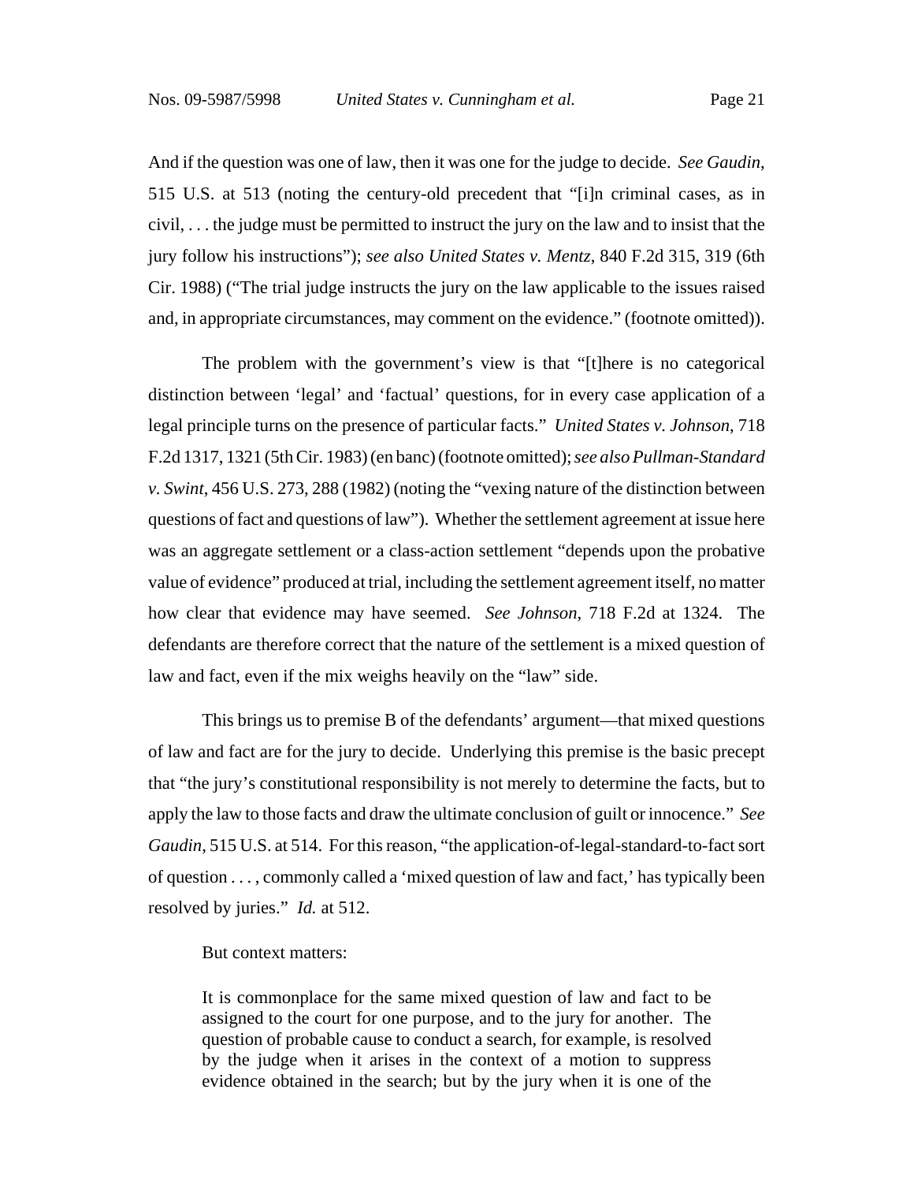And if the question was one of law, then it was one for the judge to decide. *See Gaudin*, 515 U.S. at 513 (noting the century-old precedent that "[i]n criminal cases, as in civil, . . . the judge must be permitted to instruct the jury on the law and to insist that the jury follow his instructions"); *see also United States v. Mentz*, 840 F.2d 315, 319 (6th Cir. 1988) ("The trial judge instructs the jury on the law applicable to the issues raised and, in appropriate circumstances, may comment on the evidence." (footnote omitted)).

The problem with the government's view is that "[t]here is no categorical distinction between 'legal' and 'factual' questions, for in every case application of a legal principle turns on the presence of particular facts." *United States v. Johnson*, 718 F.2d 1317, 1321 (5th Cir. 1983) (en banc) (footnote omitted); *see also Pullman-Standard v. Swint*, 456 U.S. 273, 288 (1982) (noting the "vexing nature of the distinction between questions of fact and questions of law"). Whether the settlement agreement at issue here was an aggregate settlement or a class-action settlement "depends upon the probative value of evidence" produced at trial, including the settlement agreement itself, no matter how clear that evidence may have seemed. *See Johnson*, 718 F.2d at 1324. The defendants are therefore correct that the nature of the settlement is a mixed question of law and fact, even if the mix weighs heavily on the "law" side.

This brings us to premise B of the defendants' argument—that mixed questions of law and fact are for the jury to decide. Underlying this premise is the basic precept that "the jury's constitutional responsibility is not merely to determine the facts, but to apply the law to those facts and draw the ultimate conclusion of guilt or innocence." *See Gaudin*, 515 U.S. at 514. For this reason, "the application-of-legal-standard-to-fact sort of question . . . , commonly called a 'mixed question of law and fact,' has typically been resolved by juries." *Id.* at 512.

But context matters:

> It is commonplace for the same mixed question of law and fact to be assigned to the court for one purpose, and to the jury for another. The question of probable cause to conduct a search, for example, is resolved by the judge when it arises in the context of a motion to suppress evidence obtained in the search; but by the jury when it is one of the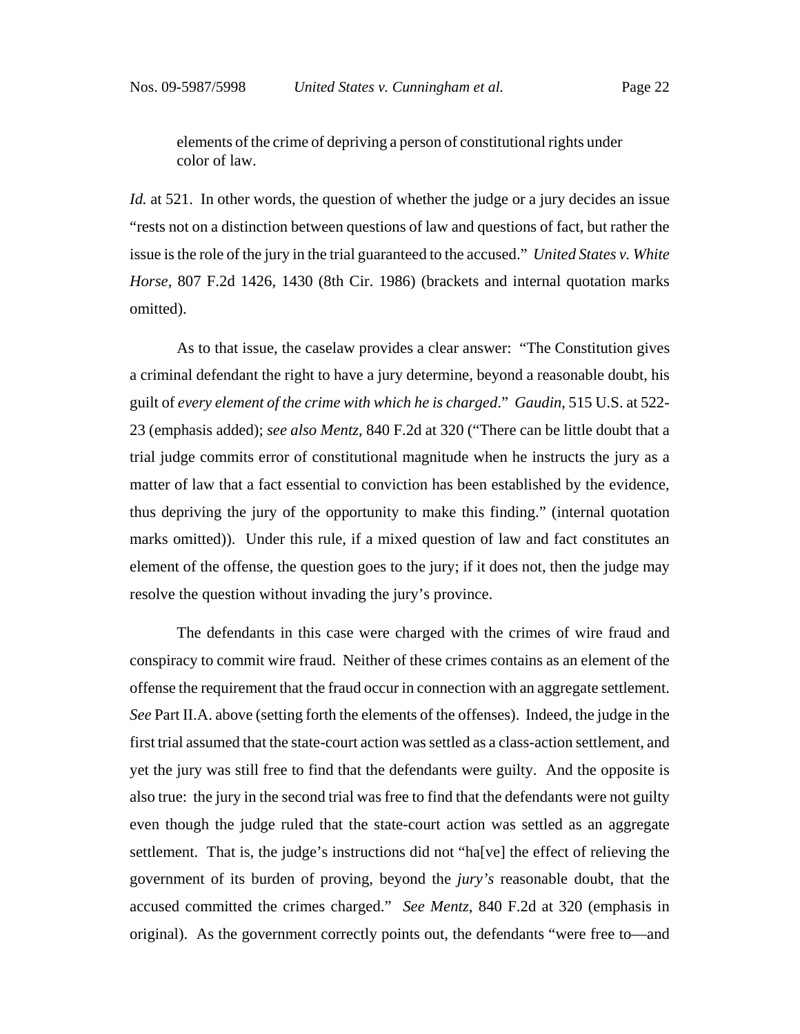elements of the crime of depriving a person of constitutional rights under color of law.

*Id.* at 521. In other words, the question of whether the judge or a jury decides an issue "rests not on a distinction between questions of law and questions of fact, but rather the issue is the role of the jury in the trial guaranteed to the accused." *United States v. White Horse*, 807 F.2d 1426, 1430 (8th Cir. 1986) (brackets and internal quotation marks omitted).

As to that issue, the caselaw provides a clear answer: "The Constitution gives a criminal defendant the right to have a jury determine, beyond a reasonable doubt, his guilt of *every element of the crime with which he is charged*." *Gaudin*, 515 U.S. at 522-23 (emphasis added); *see also Mentz*, 840 F.2d at 320 ("There can be little doubt that a trial judge commits error of constitutional magnitude when he instructs the jury as a matter of law that a fact essential to conviction has been established by the evidence, thus depriving the jury of the opportunity to make this finding." (internal quotation marks omitted)). Under this rule, if a mixed question of law and fact constitutes an element of the offense, the question goes to the jury; if it does not, then the judge may resolve the question without invading the jury's province.

The defendants in this case were charged with the crimes of wire fraud and conspiracy to commit wire fraud. Neither of these crimes contains as an element of the offense the requirement that the fraud occur in connection with an aggregate settlement. *See* Part II.A. above (setting forth the elements of the offenses). Indeed, the judge in the first trial assumed that the state-court action was settled as a class-action settlement, and yet the jury was still free to find that the defendants were guilty. And the opposite is also true: the jury in the second trial was free to find that the defendants were not guilty even though the judge ruled that the state-court action was settled as an aggregate settlement. That is, the judge's instructions did not "ha[ve] the effect of relieving the government of its burden of proving, beyond the *jury's* reasonable doubt, that the accused committed the crimes charged." *See Mentz*, 840 F.2d at 320 (emphasis in original). As the government correctly points out, the defendants "were free to—and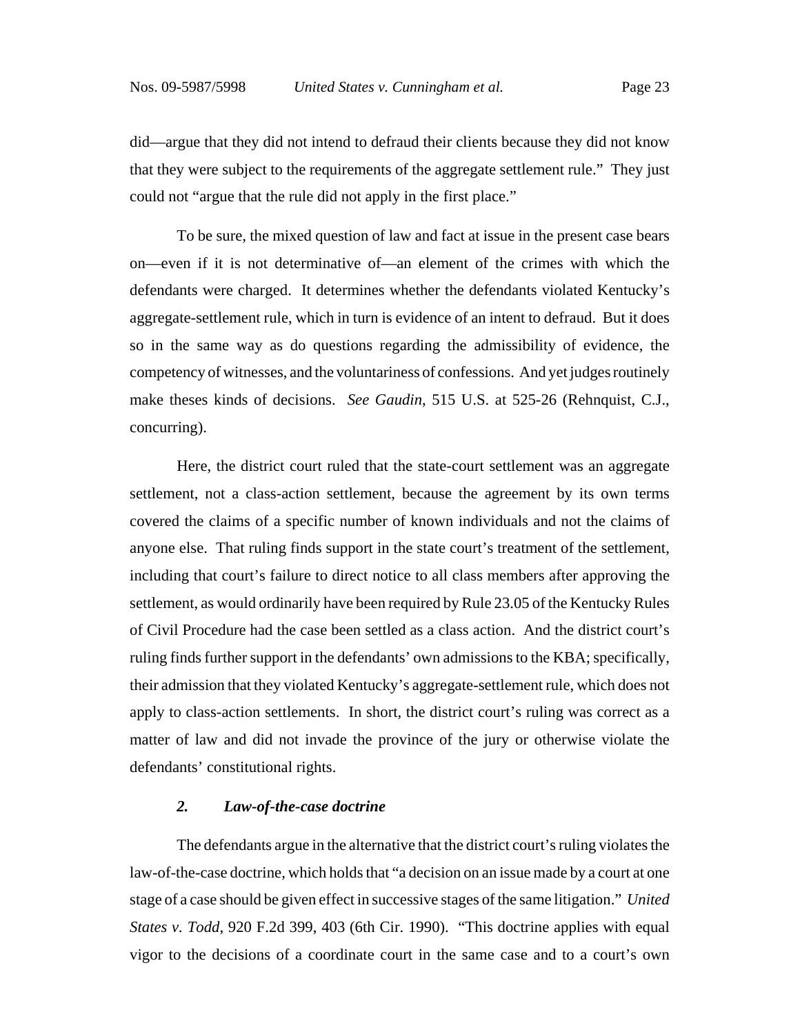did—argue that they did not intend to defraud their clients because they did not know that they were subject to the requirements of the aggregate settlement rule." They just could not "argue that the rule did not apply in the first place."

To be sure, the mixed question of law and fact at issue in the present case bears on—even if it is not determinative of—an element of the crimes with which the defendants were charged. It determines whether the defendants violated Kentucky's aggregate-settlement rule, which in turn is evidence of an intent to defraud. But it does so in the same way as do questions regarding the admissibility of evidence, the competency of witnesses, and the voluntariness of confessions. And yet judges routinely make theses kinds of decisions. *See Gaudin*, 515 U.S. at 525-26 (Rehnquist, C.J., concurring).

Here, the district court ruled that the state-court settlement was an aggregate settlement, not a class-action settlement, because the agreement by its own terms covered the claims of a specific number of known individuals and not the claims of anyone else. That ruling finds support in the state court's treatment of the settlement, including that court's failure to direct notice to all class members after approving the settlement, as would ordinarily have been required by Rule 23.05 of the Kentucky Rules of Civil Procedure had the case been settled as a class action. And the district court's ruling finds further support in the defendants' own admissions to the KBA; specifically, their admission that they violated Kentucky's aggregate-settlement rule, which does not apply to class-action settlements. In short, the district court's ruling was correct as a matter of law and did not invade the province of the jury or otherwise violate the defendants' constitutional rights.

### *2. Law-of-the-case doctrine*

The defendants argue in the alternative that the district court's ruling violates the law-of-the-case doctrine, which holds that "a decision on an issue made by a court at one stage of a case should be given effect in successive stages of the same litigation." *United States v. Todd*, 920 F.2d 399, 403 (6th Cir. 1990). "This doctrine applies with equal vigor to the decisions of a coordinate court in the same case and to a court's own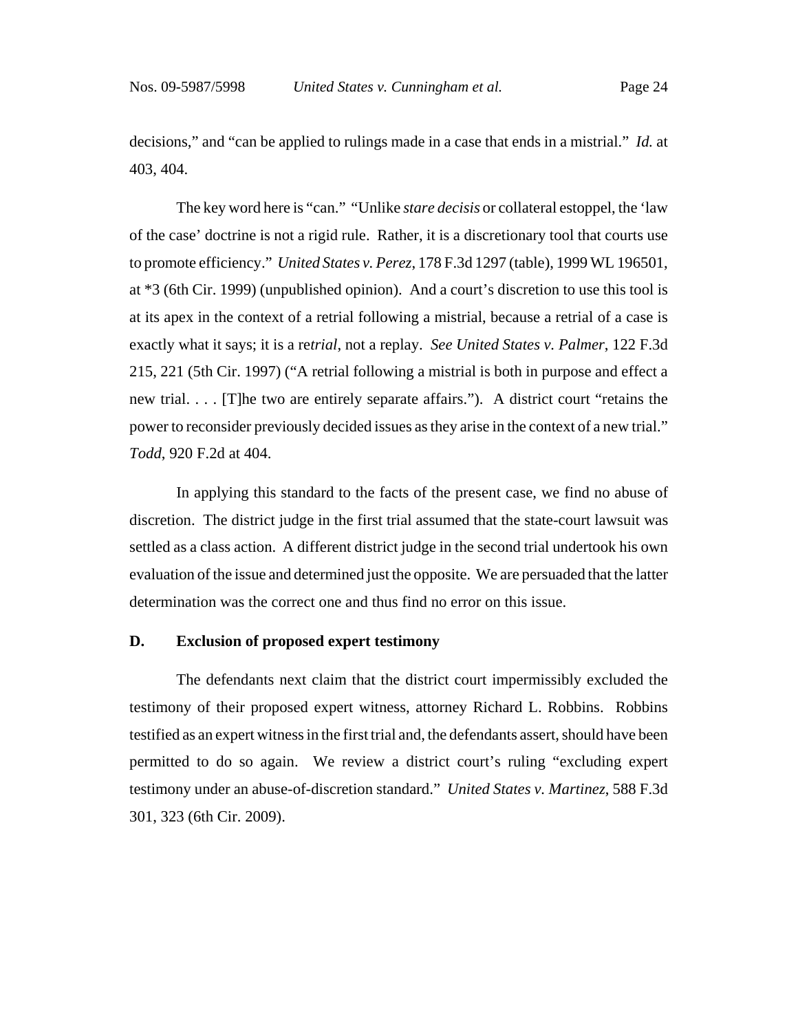decisions," and "can be applied to rulings made in a case that ends in a mistrial." *Id.* at 403, 404.

The key word here is "can." "Unlike *stare decisis* or collateral estoppel, the 'law of the case' doctrine is not a rigid rule. Rather, it is a discretionary tool that courts use to promote efficiency." *United States v. Perez*, 178 F.3d 1297 (table), 1999 WL 196501, at *3 (6th Cir. 1999) (unpublished opinion). And a court's discretion to use this tool is at its apex in the context of a retrial following a mistrial, because a retrial of a case is exactly what it says; it is a re*trial*, not a replay. *See United States v. Palmer*, 122 F.3d 215, 221 (5th Cir. 1997) ("A retrial following a mistrial is both in purpose and effect a new trial. . . . [T]he two are entirely separate affairs."). A district court "retains the power to reconsider previously decided issues as they arise in the context of a new trial." *Todd*, 920 F.2d at 404.

In applying this standard to the facts of the present case, we find no abuse of discretion. The district judge in the first trial assumed that the state-court lawsuit was settled as a class action. A different district judge in the second trial undertook his own evaluation of the issue and determined just the opposite. We are persuaded that the latter determination was the correct one and thus find no error on this issue.

### D. Exclusion of proposed expert testimony

The defendants next claim that the district court impermissibly excluded the testimony of their proposed expert witness, attorney Richard L. Robbins. Robbins testified as an expert witness in the first trial and, the defendants assert, should have been permitted to do so again. We review a district court's ruling "excluding expert testimony under an abuse-of-discretion standard." *United States v. Martinez*, 588 F.3d 301, 323 (6th Cir. 2009).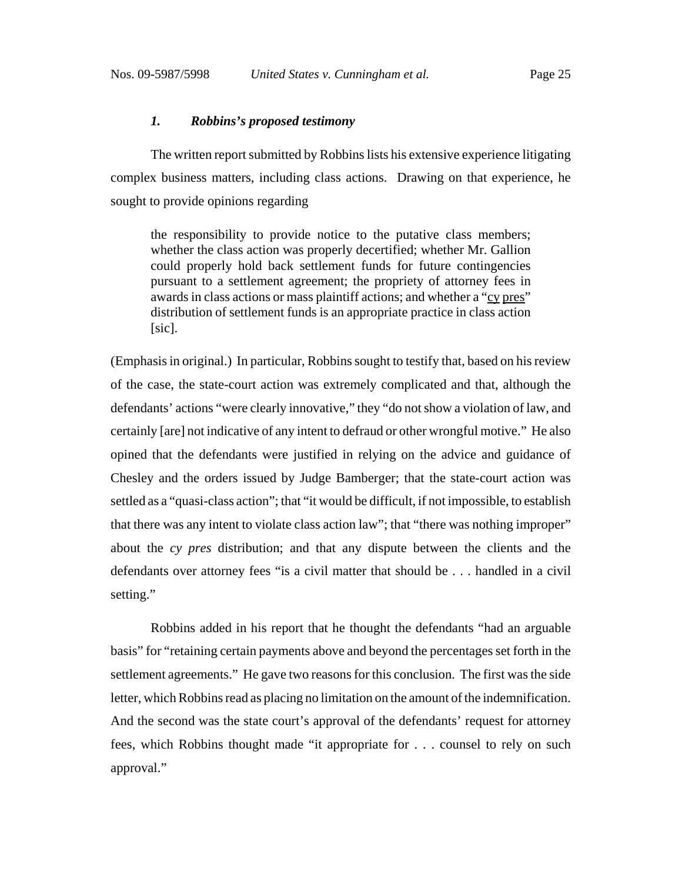#### *1. Robbins's proposed testimony*

The written report submitted by Robbins lists his extensive experience litigating complex business matters, including class actions. Drawing on that experience, he sought to provide opinions regarding

> the responsibility to provide notice to the putative class members; whether the class action was properly decertified; whether Mr. Gallion could properly hold back settlement funds for future contingencies pursuant to a settlement agreement; the propriety of attorney fees in awards in class actions or mass plaintiff actions; and whether a "cy pres" distribution of settlement funds is an appropriate practice in class action [sic].

(Emphasis in original.) In particular, Robbins sought to testify that, based on his review of the case, the state-court action was extremely complicated and that, although the defendants' actions "were clearly innovative," they "do not show a violation of law, and certainly [are] not indicative of any intent to defraud or other wrongful motive." He also opined that the defendants were justified in relying on the advice and guidance of Chesley and the orders issued by Judge Bamberger; that the state-court action was settled as a "quasi-class action"; that "it would be difficult, if not impossible, to establish that there was any intent to violate class action law"; that "there was nothing improper" about the *cy pres* distribution; and that any dispute between the clients and the defendants over attorney fees "is a civil matter that should be . . . handled in a civil setting."

Robbins added in his report that he thought the defendants "had an arguable basis" for "retaining certain payments above and beyond the percentages set forth in the settlement agreements." He gave two reasons for this conclusion. The first was the side letter, which Robbins read as placing no limitation on the amount of the indemnification. And the second was the state court's approval of the defendants' request for attorney fees, which Robbins thought made "it appropriate for . . . counsel to rely on such approval."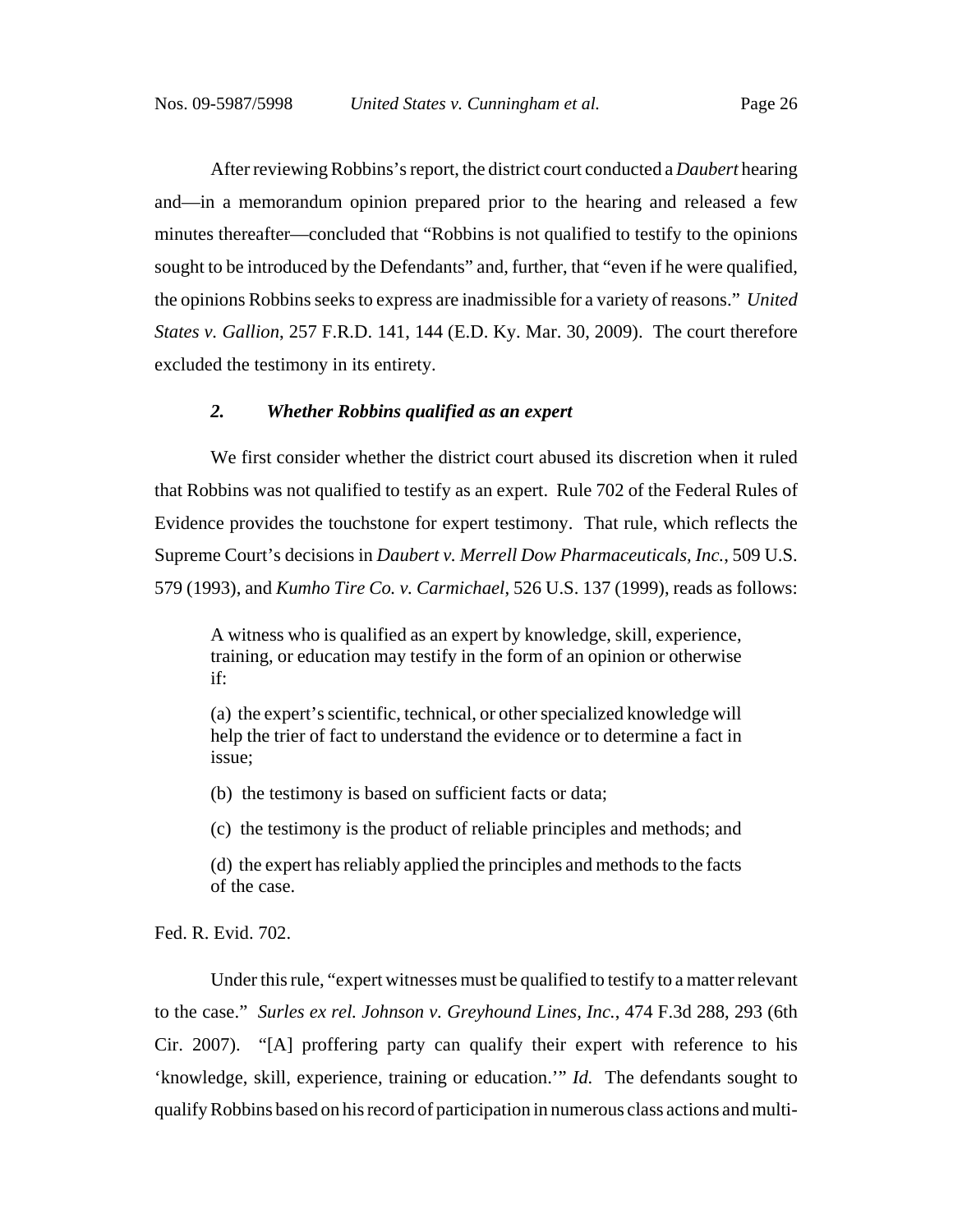After reviewing Robbins's report, the district court conducted a *Daubert* hearing and—in a memorandum opinion prepared prior to the hearing and released a few minutes thereafter—concluded that "Robbins is not qualified to testify to the opinions sought to be introduced by the Defendants" and, further, that "even if he were qualified, the opinions Robbins seeks to express are inadmissible for a variety of reasons." *United States v. Gallion*, 257 F.R.D. 141, 144 (E.D. Ky. Mar. 30, 2009). The court therefore excluded the testimony in its entirety.

### *2. Whether Robbins qualified as an expert*

We first consider whether the district court abused its discretion when it ruled that Robbins was not qualified to testify as an expert. Rule 702 of the Federal Rules of Evidence provides the touchstone for expert testimony. That rule, which reflects the Supreme Court's decisions in *Daubert v. Merrell Dow Pharmaceuticals, Inc.*, 509 U.S. 579 (1993), and *Kumho Tire Co. v. Carmichael*, 526 U.S. 137 (1999), reads as follows:

> A witness who is qualified as an expert by knowledge, skill, experience, training, or education may testify in the form of an opinion or otherwise if:
>
> (a) the expert's scientific, technical, or other specialized knowledge will help the trier of fact to understand the evidence or to determine a fact in issue;
>
> (b) the testimony is based on sufficient facts or data;
>
> (c) the testimony is the product of reliable principles and methods; and
>
> (d) the expert has reliably applied the principles and methods to the facts of the case.

Fed. R. Evid. 702.

Under this rule, "expert witnesses must be qualified to testify to a matter relevant to the case." *Surles ex rel. Johnson v. Greyhound Lines, Inc.*, 474 F.3d 288, 293 (6th Cir. 2007). "[A] proffering party can qualify their expert with reference to his 'knowledge, skill, experience, training or education.'" *Id.* The defendants sought to qualify Robbins based on his record of participation in numerous class actions and multi-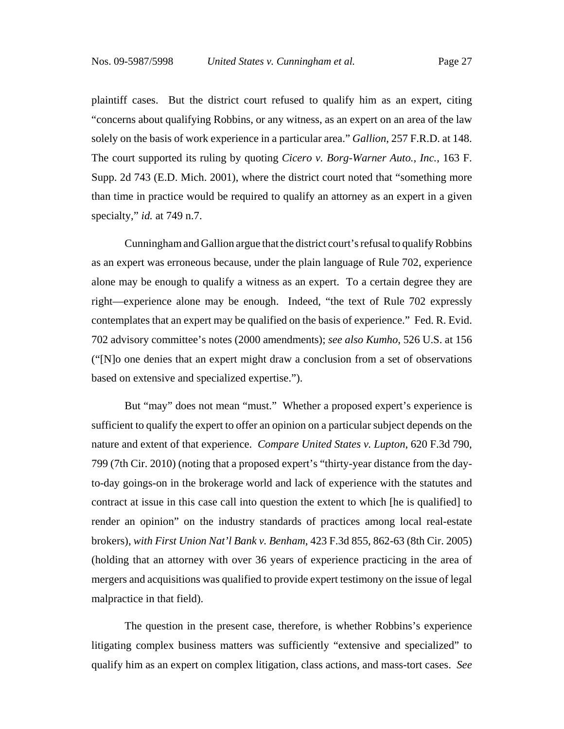plaintiff cases. But the district court refused to qualify him as an expert, citing "concerns about qualifying Robbins, or any witness, as an expert on an area of the law solely on the basis of work experience in a particular area." *Gallion*, 257 F.R.D. at 148. The court supported its ruling by quoting *Cicero v. Borg-Warner Auto., Inc.*, 163 F. Supp. 2d 743 (E.D. Mich. 2001), where the district court noted that "something more than time in practice would be required to qualify an attorney as an expert in a given specialty," *id.* at 749 n.7.

Cunningham and Gallion argue that the district court's refusal to qualify Robbins as an expert was erroneous because, under the plain language of Rule 702, experience alone may be enough to qualify a witness as an expert. To a certain degree they are right—experience alone may be enough. Indeed, "the text of Rule 702 expressly contemplates that an expert may be qualified on the basis of experience." Fed. R. Evid. 702 advisory committee's notes (2000 amendments); *see also Kumho*, 526 U.S. at 156 ("[N]o one denies that an expert might draw a conclusion from a set of observations based on extensive and specialized expertise.").

But "may" does not mean "must." Whether a proposed expert's experience is sufficient to qualify the expert to offer an opinion on a particular subject depends on the nature and extent of that experience. *Compare United States v. Lupton*, 620 F.3d 790, 799 (7th Cir. 2010) (noting that a proposed expert's "thirty-year distance from the day-to-day goings-on in the brokerage world and lack of experience with the statutes and contract at issue in this case call into question the extent to which [he is qualified] to render an opinion" on the industry standards of practices among local real-estate brokers), *with First Union Nat'l Bank v. Benham*, 423 F.3d 855, 862-63 (8th Cir. 2005) (holding that an attorney with over 36 years of experience practicing in the area of mergers and acquisitions was qualified to provide expert testimony on the issue of legal malpractice in that field).

The question in the present case, therefore, is whether Robbins's experience litigating complex business matters was sufficiently "extensive and specialized" to qualify him as an expert on complex litigation, class actions, and mass-tort cases. *See*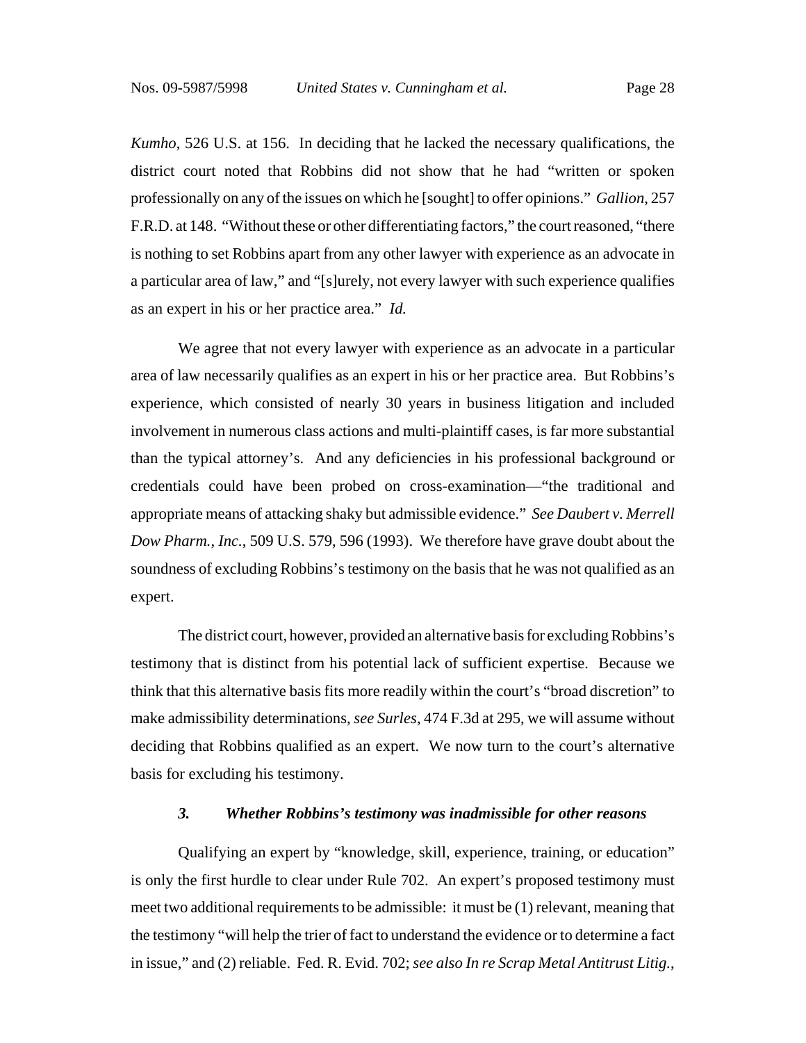*Kumho*, 526 U.S. at 156. In deciding that he lacked the necessary qualifications, the district court noted that Robbins did not show that he had "written or spoken professionally on any of the issues on which he [sought] to offer opinions." *Gallion*, 257 F.R.D. at 148. "Without these or other differentiating factors," the court reasoned, "there is nothing to set Robbins apart from any other lawyer with experience as an advocate in a particular area of law," and "[s]urely, not every lawyer with such experience qualifies as an expert in his or her practice area." *Id.*

We agree that not every lawyer with experience as an advocate in a particular area of law necessarily qualifies as an expert in his or her practice area. But Robbins's experience, which consisted of nearly 30 years in business litigation and included involvement in numerous class actions and multi-plaintiff cases, is far more substantial than the typical attorney's. And any deficiencies in his professional background or credentials could have been probed on cross-examination—"the traditional and appropriate means of attacking shaky but admissible evidence." *See Daubert v. Merrell Dow Pharm., Inc.*, 509 U.S. 579, 596 (1993). We therefore have grave doubt about the soundness of excluding Robbins's testimony on the basis that he was not qualified as an expert.

The district court, however, provided an alternative basis for excluding Robbins's testimony that is distinct from his potential lack of sufficient expertise. Because we think that this alternative basis fits more readily within the court's "broad discretion" to make admissibility determinations, *see Surles*, 474 F.3d at 295, we will assume without deciding that Robbins qualified as an expert. We now turn to the court's alternative basis for excluding his testimony.

### *3. Whether Robbins's testimony was inadmissible for other reasons*

Qualifying an expert by "knowledge, skill, experience, training, or education" is only the first hurdle to clear under Rule 702. An expert's proposed testimony must meet two additional requirements to be admissible: it must be (1) relevant, meaning that the testimony "will help the trier of fact to understand the evidence or to determine a fact in issue," and (2) reliable. Fed. R. Evid. 702; *see also In re Scrap Metal Antitrust Litig.*,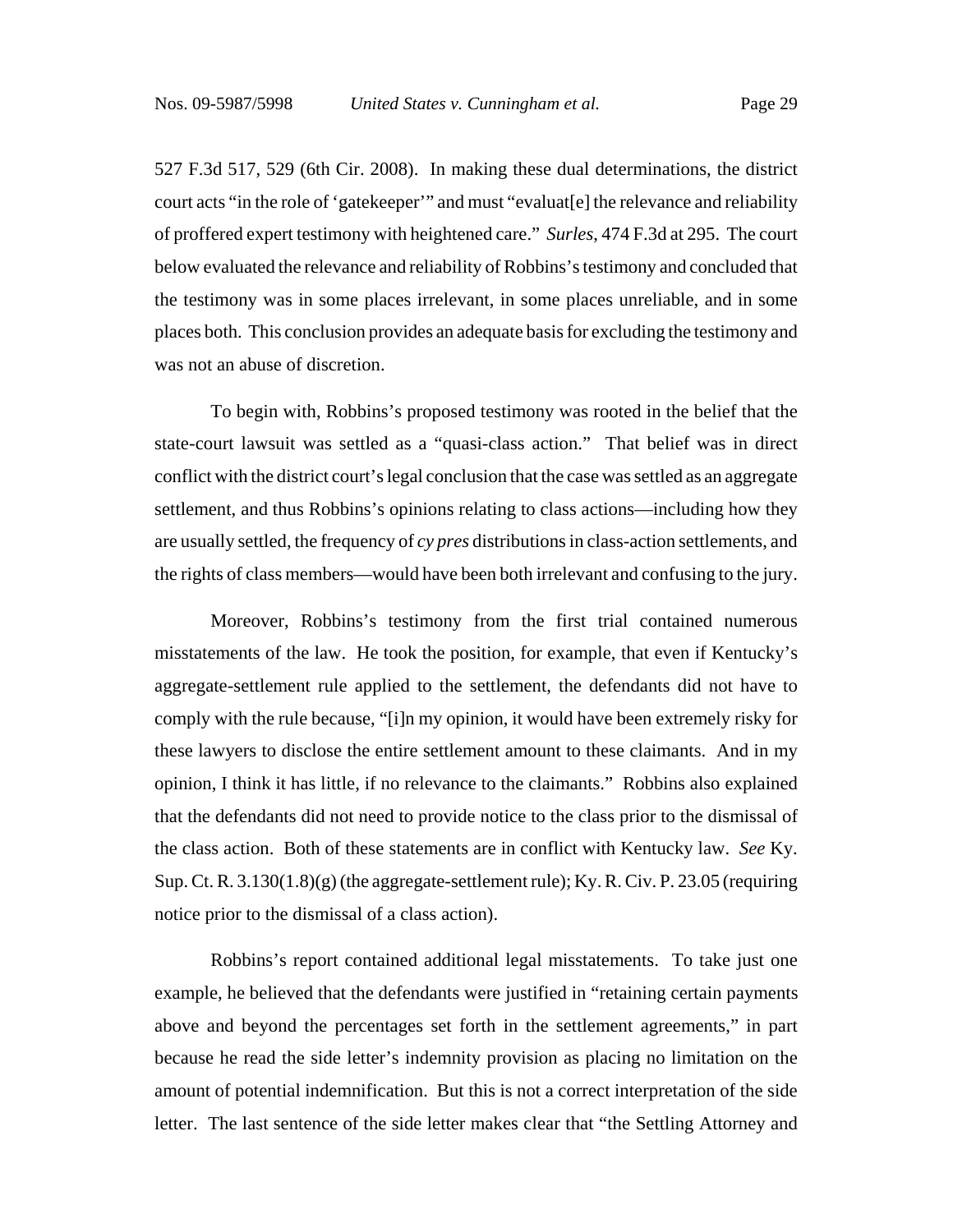527 F.3d 517, 529 (6th Cir. 2008). In making these dual determinations, the district court acts "in the role of 'gatekeeper'" and must "evaluat[e] the relevance and reliability of proffered expert testimony with heightened care." *Surles*, 474 F.3d at 295. The court below evaluated the relevance and reliability of Robbins's testimony and concluded that the testimony was in some places irrelevant, in some places unreliable, and in some places both. This conclusion provides an adequate basis for excluding the testimony and was not an abuse of discretion.

To begin with, Robbins's proposed testimony was rooted in the belief that the state-court lawsuit was settled as a "quasi-class action." That belief was in direct conflict with the district court's legal conclusion that the case was settled as an aggregate settlement, and thus Robbins's opinions relating to class actions—including how they are usually settled, the frequency of *cy pres* distributions in class-action settlements, and the rights of class members—would have been both irrelevant and confusing to the jury.

Moreover, Robbins's testimony from the first trial contained numerous misstatements of the law. He took the position, for example, that even if Kentucky's aggregate-settlement rule applied to the settlement, the defendants did not have to comply with the rule because, "[i]n my opinion, it would have been extremely risky for these lawyers to disclose the entire settlement amount to these claimants. And in my opinion, I think it has little, if no relevance to the claimants." Robbins also explained that the defendants did not need to provide notice to the class prior to the dismissal of the class action. Both of these statements are in conflict with Kentucky law. *See* Ky. Sup. Ct. R. 3.130(1.8)(g) (the aggregate-settlement rule); Ky. R. Civ. P. 23.05 (requiring notice prior to the dismissal of a class action).

Robbins's report contained additional legal misstatements. To take just one example, he believed that the defendants were justified in "retaining certain payments above and beyond the percentages set forth in the settlement agreements," in part because he read the side letter's indemnity provision as placing no limitation on the amount of potential indemnification. But this is not a correct interpretation of the side letter. The last sentence of the side letter makes clear that "the Settling Attorney and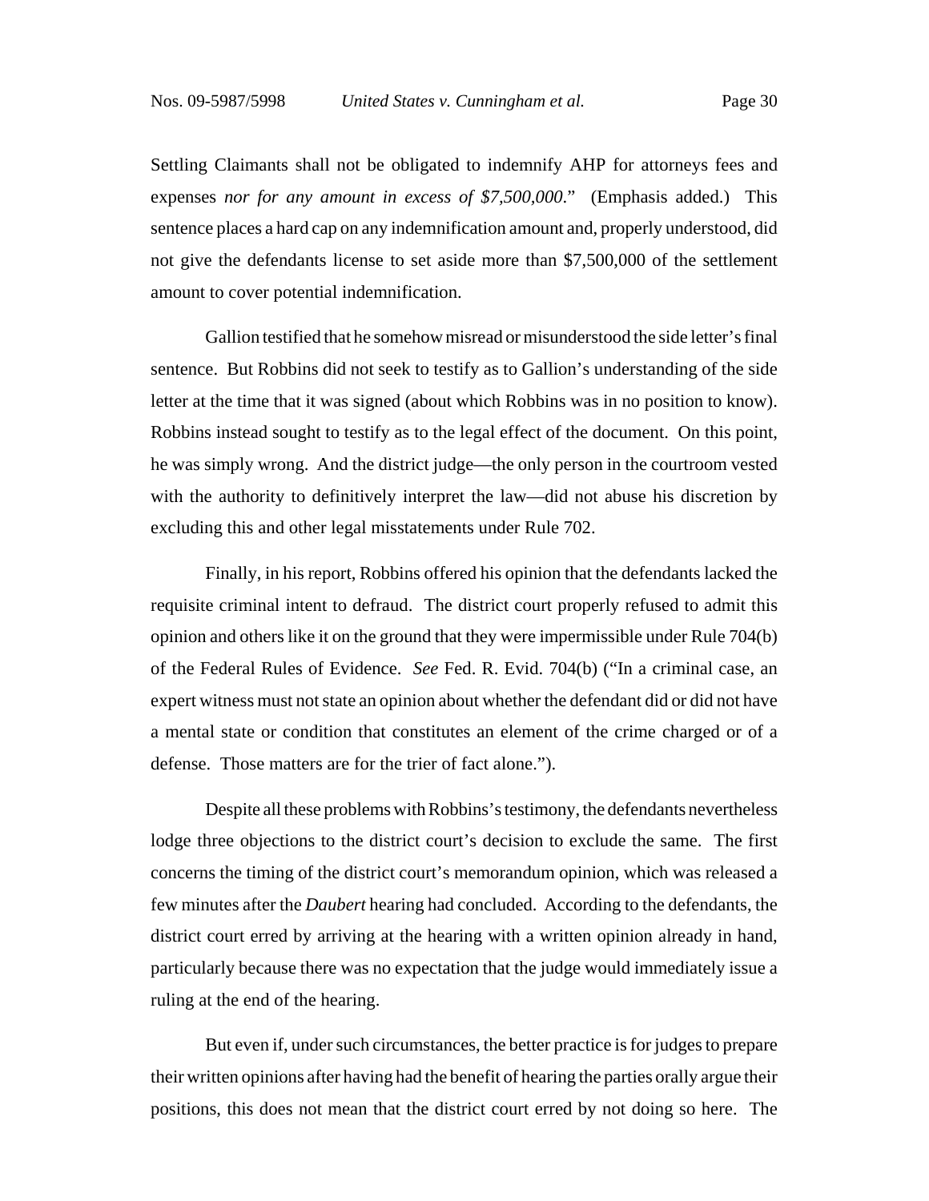Settling Claimants shall not be obligated to indemnify AHP for attorneys fees and expenses *nor for any amount in excess of $7,500,000*." (Emphasis added.) This sentence places a hard cap on any indemnification amount and, properly understood, did not give the defendants license to set aside more than $7,500,000 of the settlement amount to cover potential indemnification.

Gallion testified that he somehow misread or misunderstood the side letter's final sentence. But Robbins did not seek to testify as to Gallion's understanding of the side letter at the time that it was signed (about which Robbins was in no position to know). Robbins instead sought to testify as to the legal effect of the document. On this point, he was simply wrong. And the district judge—the only person in the courtroom vested with the authority to definitively interpret the law—did not abuse his discretion by excluding this and other legal misstatements under Rule 702.

Finally, in his report, Robbins offered his opinion that the defendants lacked the requisite criminal intent to defraud. The district court properly refused to admit this opinion and others like it on the ground that they were impermissible under Rule 704(b) of the Federal Rules of Evidence. *See* Fed. R. Evid. 704(b) ("In a criminal case, an expert witness must not state an opinion about whether the defendant did or did not have a mental state or condition that constitutes an element of the crime charged or of a defense. Those matters are for the trier of fact alone.").

Despite all these problems with Robbins's testimony, the defendants nevertheless lodge three objections to the district court's decision to exclude the same. The first concerns the timing of the district court's memorandum opinion, which was released a few minutes after the *Daubert* hearing had concluded. According to the defendants, the district court erred by arriving at the hearing with a written opinion already in hand, particularly because there was no expectation that the judge would immediately issue a ruling at the end of the hearing.

But even if, under such circumstances, the better practice is for judges to prepare their written opinions after having had the benefit of hearing the parties orally argue their positions, this does not mean that the district court erred by not doing so here. The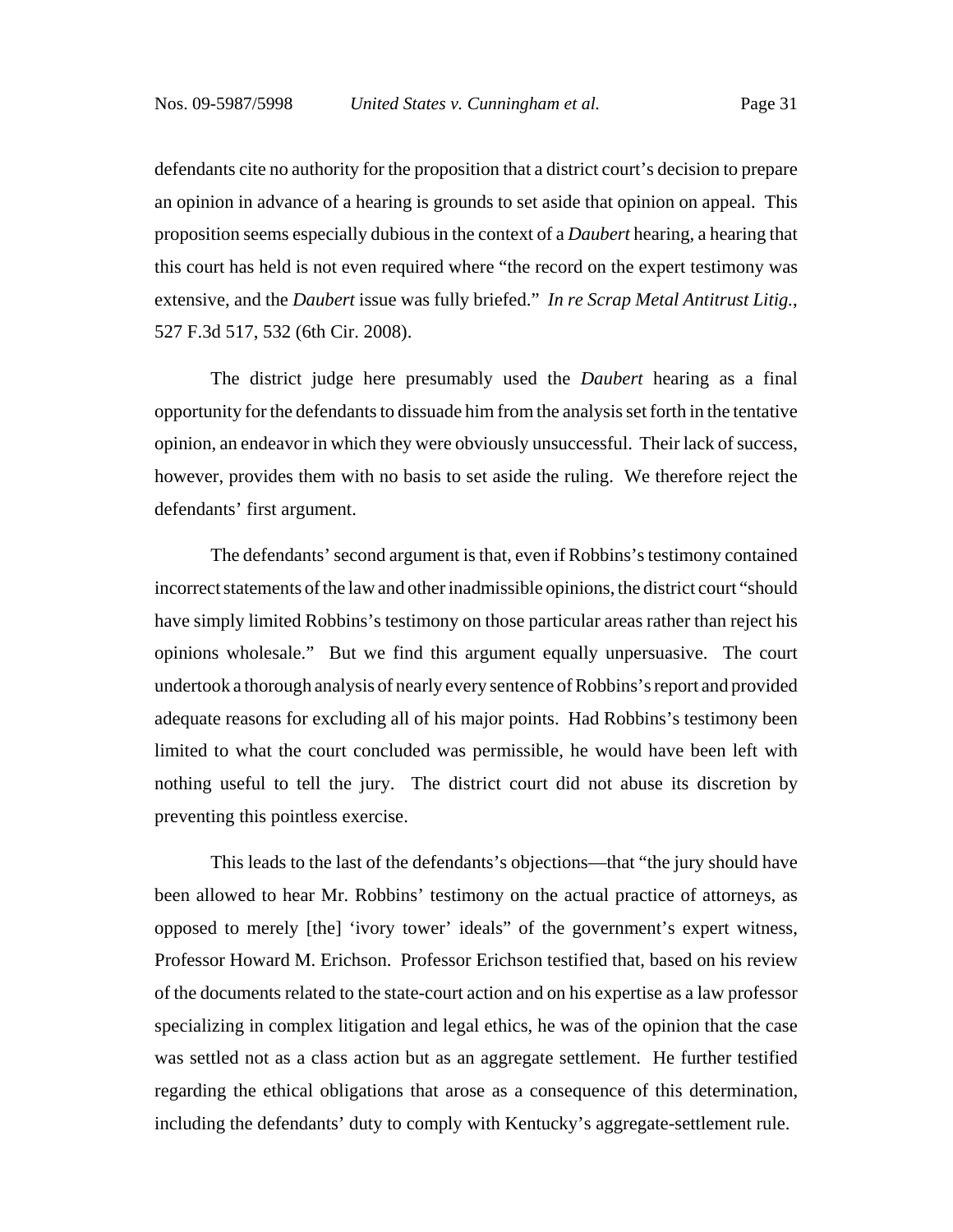defendants cite no authority for the proposition that a district court's decision to prepare an opinion in advance of a hearing is grounds to set aside that opinion on appeal. This proposition seems especially dubious in the context of a *Daubert* hearing, a hearing that this court has held is not even required where "the record on the expert testimony was extensive, and the *Daubert* issue was fully briefed." *In re Scrap Metal Antitrust Litig.*, 527 F.3d 517, 532 (6th Cir. 2008).

The district judge here presumably used the *Daubert* hearing as a final opportunity for the defendants to dissuade him from the analysis set forth in the tentative opinion, an endeavor in which they were obviously unsuccessful. Their lack of success, however, provides them with no basis to set aside the ruling. We therefore reject the defendants' first argument.

The defendants' second argument is that, even if Robbins's testimony contained incorrect statements of the law and other inadmissible opinions, the district court "should have simply limited Robbins's testimony on those particular areas rather than reject his opinions wholesale." But we find this argument equally unpersuasive. The court undertook a thorough analysis of nearly every sentence of Robbins's report and provided adequate reasons for excluding all of his major points. Had Robbins's testimony been limited to what the court concluded was permissible, he would have been left with nothing useful to tell the jury. The district court did not abuse its discretion by preventing this pointless exercise.

This leads to the last of the defendants's objections—that "the jury should have been allowed to hear Mr. Robbins' testimony on the actual practice of attorneys, as opposed to merely [the] 'ivory tower' ideals" of the government's expert witness, Professor Howard M. Erichson. Professor Erichson testified that, based on his review of the documents related to the state-court action and on his expertise as a law professor specializing in complex litigation and legal ethics, he was of the opinion that the case was settled not as a class action but as an aggregate settlement. He further testified regarding the ethical obligations that arose as a consequence of this determination, including the defendants' duty to comply with Kentucky's aggregate-settlement rule.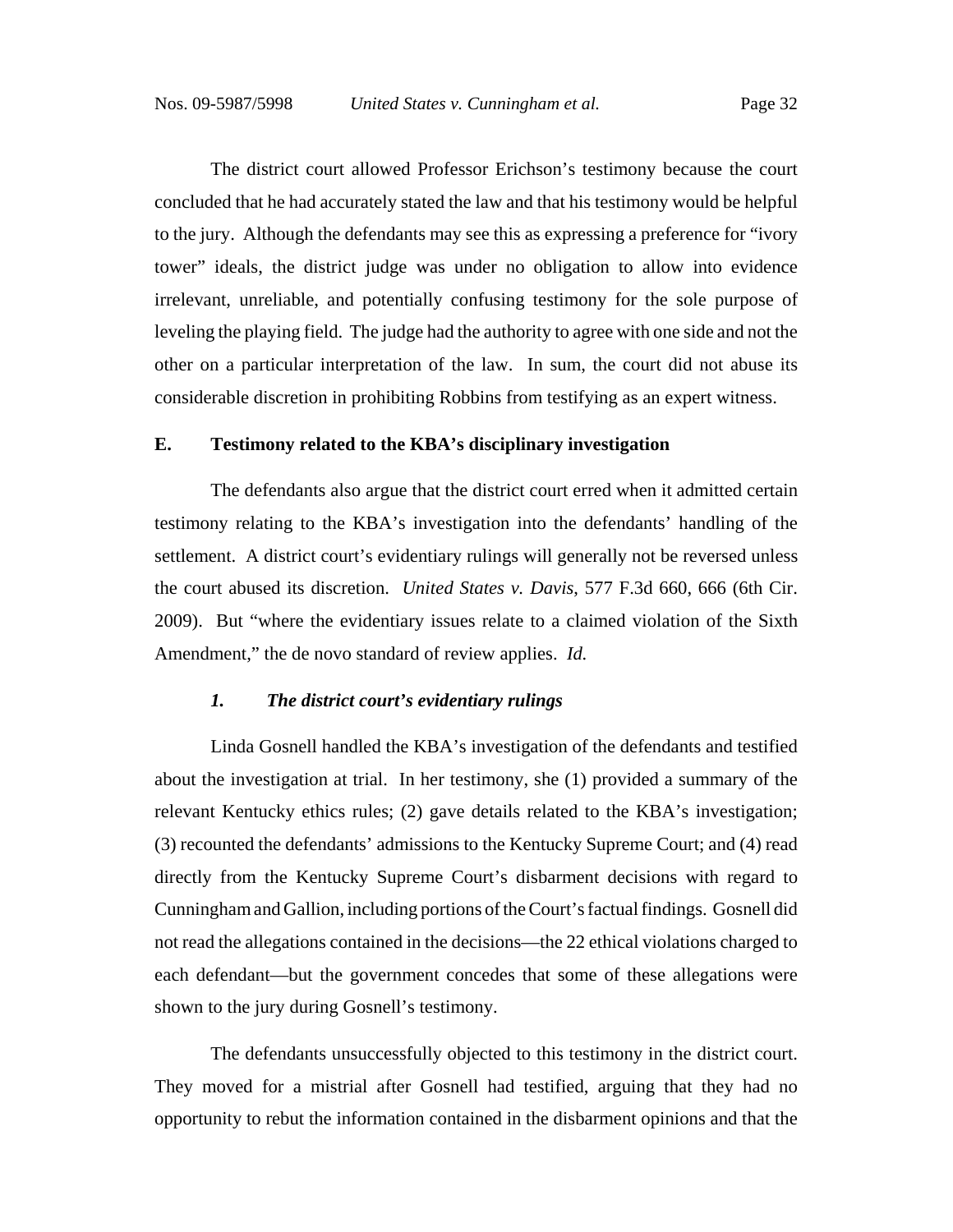The district court allowed Professor Erichson's testimony because the court concluded that he had accurately stated the law and that his testimony would be helpful to the jury. Although the defendants may see this as expressing a preference for "ivory tower" ideals, the district judge was under no obligation to allow into evidence irrelevant, unreliable, and potentially confusing testimony for the sole purpose of leveling the playing field. The judge had the authority to agree with one side and not the other on a particular interpretation of the law. In sum, the court did not abuse its considerable discretion in prohibiting Robbins from testifying as an expert witness.

### E. Testimony related to the KBA's disciplinary investigation

The defendants also argue that the district court erred when it admitted certain testimony relating to the KBA's investigation into the defendants' handling of the settlement. A district court's evidentiary rulings will generally not be reversed unless the court abused its discretion. *United States v. Davis*, 577 F.3d 660, 666 (6th Cir. 2009). But "where the evidentiary issues relate to a claimed violation of the Sixth Amendment," the de novo standard of review applies. *Id.*

#### *1. The district court's evidentiary rulings*

Linda Gosnell handled the KBA's investigation of the defendants and testified about the investigation at trial. In her testimony, she (1) provided a summary of the relevant Kentucky ethics rules; (2) gave details related to the KBA's investigation; (3) recounted the defendants' admissions to the Kentucky Supreme Court; and (4) read directly from the Kentucky Supreme Court's disbarment decisions with regard to Cunningham and Gallion, including portions of the Court's factual findings. Gosnell did not read the allegations contained in the decisions—the 22 ethical violations charged to each defendant—but the government concedes that some of these allegations were shown to the jury during Gosnell's testimony.

The defendants unsuccessfully objected to this testimony in the district court. They moved for a mistrial after Gosnell had testified, arguing that they had no opportunity to rebut the information contained in the disbarment opinions and that the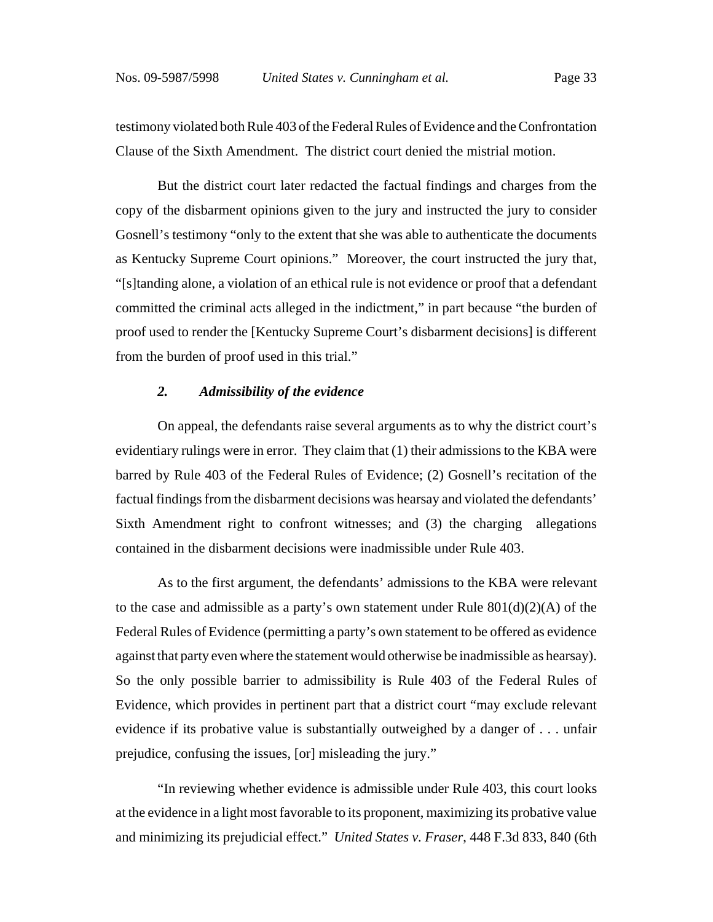testimony violated both Rule 403 of the Federal Rules of Evidence and the Confrontation Clause of the Sixth Amendment. The district court denied the mistrial motion.

But the district court later redacted the factual findings and charges from the copy of the disbarment opinions given to the jury and instructed the jury to consider Gosnell's testimony "only to the extent that she was able to authenticate the documents as Kentucky Supreme Court opinions." Moreover, the court instructed the jury that, "[s]tanding alone, a violation of an ethical rule is not evidence or proof that a defendant committed the criminal acts alleged in the indictment," in part because "the burden of proof used to render the [Kentucky Supreme Court's disbarment decisions] is different from the burden of proof used in this trial."

### *2. Admissibility of the evidence*

On appeal, the defendants raise several arguments as to why the district court's evidentiary rulings were in error. They claim that (1) their admissions to the KBA were barred by Rule 403 of the Federal Rules of Evidence; (2) Gosnell's recitation of the factual findings from the disbarment decisions was hearsay and violated the defendants' Sixth Amendment right to confront witnesses; and (3) the charging allegations contained in the disbarment decisions were inadmissible under Rule 403.

As to the first argument, the defendants' admissions to the KBA were relevant to the case and admissible as a party's own statement under Rule 801(d)(2)(A) of the Federal Rules of Evidence (permitting a party's own statement to be offered as evidence against that party even where the statement would otherwise be inadmissible as hearsay). So the only possible barrier to admissibility is Rule 403 of the Federal Rules of Evidence, which provides in pertinent part that a district court "may exclude relevant evidence if its probative value is substantially outweighed by a danger of . . . unfair prejudice, confusing the issues, [or] misleading the jury."

"In reviewing whether evidence is admissible under Rule 403, this court looks at the evidence in a light most favorable to its proponent, maximizing its probative value and minimizing its prejudicial effect." *United States v. Fraser*, 448 F.3d 833, 840 (6th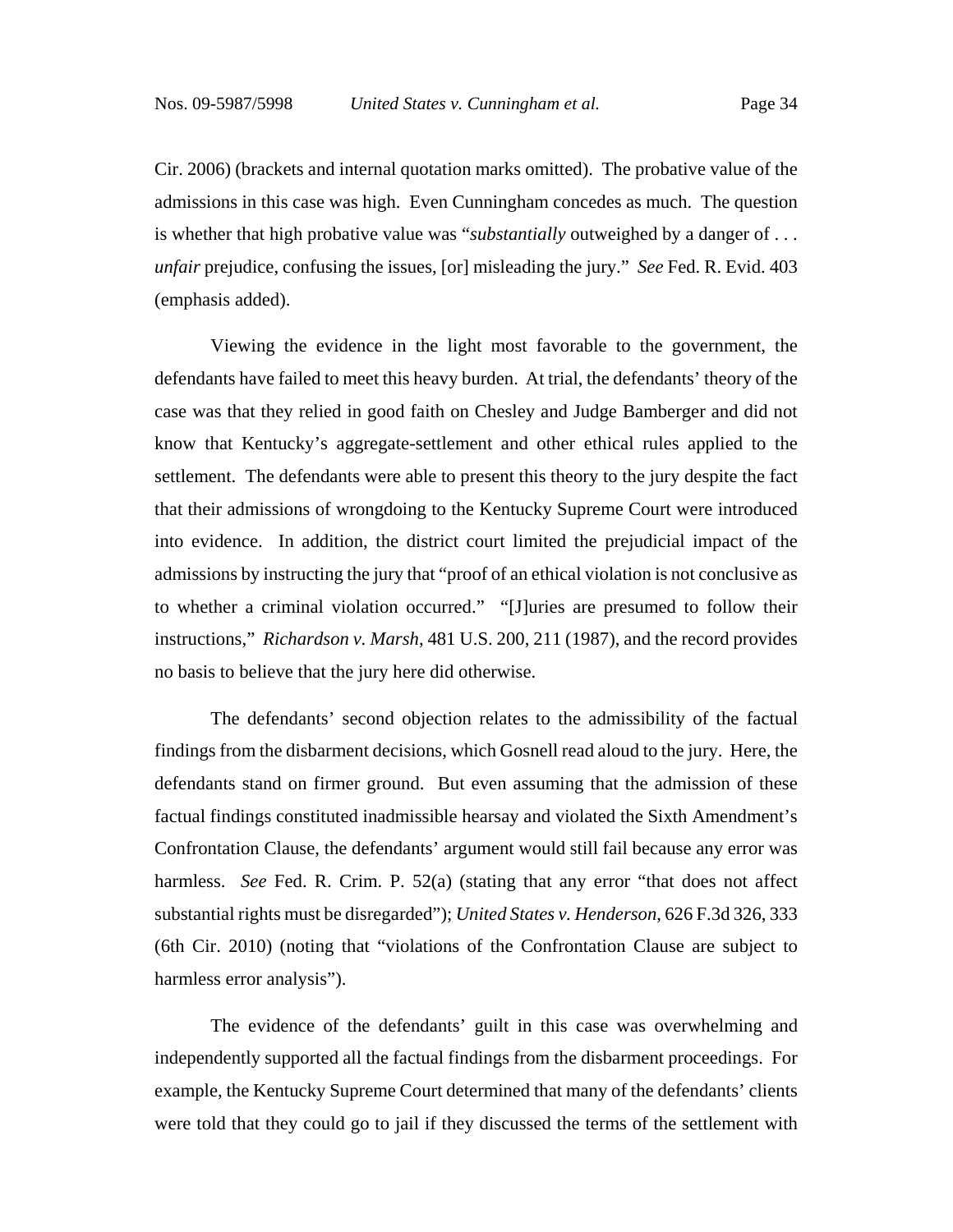Cir. 2006) (brackets and internal quotation marks omitted). The probative value of the admissions in this case was high. Even Cunningham concedes as much. The question is whether that high probative value was "*substantially* outweighed by a danger of . . . *unfair* prejudice, confusing the issues, [or] misleading the jury." *See* Fed. R. Evid. 403 (emphasis added).

Viewing the evidence in the light most favorable to the government, the defendants have failed to meet this heavy burden. At trial, the defendants' theory of the case was that they relied in good faith on Chesley and Judge Bamberger and did not know that Kentucky's aggregate-settlement and other ethical rules applied to the settlement. The defendants were able to present this theory to the jury despite the fact that their admissions of wrongdoing to the Kentucky Supreme Court were introduced into evidence. In addition, the district court limited the prejudicial impact of the admissions by instructing the jury that "proof of an ethical violation is not conclusive as to whether a criminal violation occurred." "[J]uries are presumed to follow their instructions," *Richardson v. Marsh*, 481 U.S. 200, 211 (1987), and the record provides no basis to believe that the jury here did otherwise.

The defendants' second objection relates to the admissibility of the factual findings from the disbarment decisions, which Gosnell read aloud to the jury. Here, the defendants stand on firmer ground. But even assuming that the admission of these factual findings constituted inadmissible hearsay and violated the Sixth Amendment's Confrontation Clause, the defendants' argument would still fail because any error was harmless. *See* Fed. R. Crim. P. 52(a) (stating that any error "that does not affect substantial rights must be disregarded"); *United States v. Henderson*, 626 F.3d 326, 333 (6th Cir. 2010) (noting that "violations of the Confrontation Clause are subject to harmless error analysis").

The evidence of the defendants' guilt in this case was overwhelming and independently supported all the factual findings from the disbarment proceedings. For example, the Kentucky Supreme Court determined that many of the defendants' clients were told that they could go to jail if they discussed the terms of the settlement with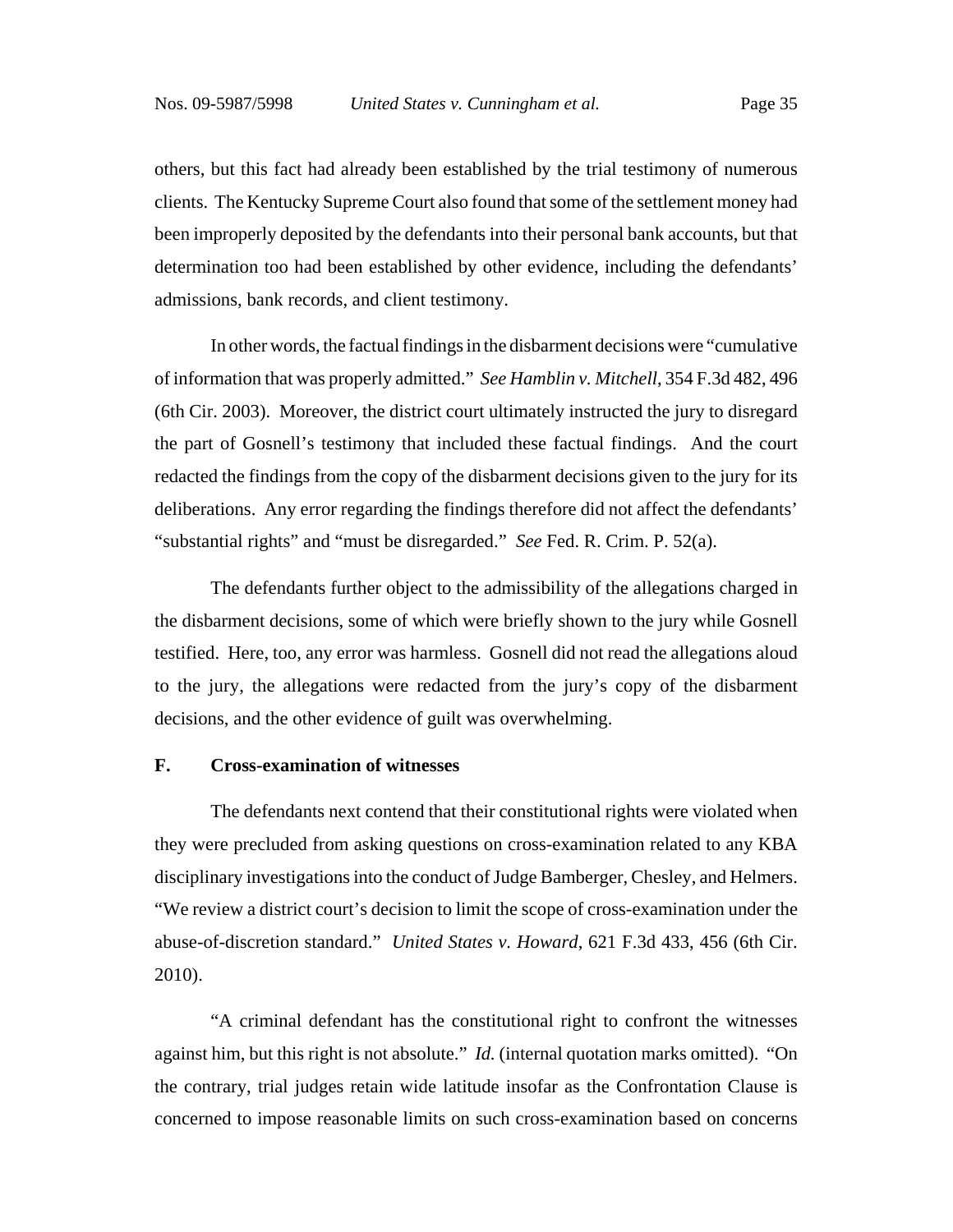others, but this fact had already been established by the trial testimony of numerous clients. The Kentucky Supreme Court also found that some of the settlement money had been improperly deposited by the defendants into their personal bank accounts, but that determination too had been established by other evidence, including the defendants' admissions, bank records, and client testimony.

In other words, the factual findings in the disbarment decisions were "cumulative of information that was properly admitted." *See Hamblin v. Mitchell*, 354 F.3d 482, 496 (6th Cir. 2003). Moreover, the district court ultimately instructed the jury to disregard the part of Gosnell's testimony that included these factual findings. And the court redacted the findings from the copy of the disbarment decisions given to the jury for its deliberations. Any error regarding the findings therefore did not affect the defendants' "substantial rights" and "must be disregarded." *See* Fed. R. Crim. P. 52(a).

The defendants further object to the admissibility of the allegations charged in the disbarment decisions, some of which were briefly shown to the jury while Gosnell testified. Here, too, any error was harmless. Gosnell did not read the allegations aloud to the jury, the allegations were redacted from the jury's copy of the disbarment decisions, and the other evidence of guilt was overwhelming.

### F. Cross-examination of witnesses

The defendants next contend that their constitutional rights were violated when they were precluded from asking questions on cross-examination related to any KBA disciplinary investigations into the conduct of Judge Bamberger, Chesley, and Helmers. "We review a district court's decision to limit the scope of cross-examination under the abuse-of-discretion standard." *United States v. Howard*, 621 F.3d 433, 456 (6th Cir. 2010).

"A criminal defendant has the constitutional right to confront the witnesses against him, but this right is not absolute." *Id.* (internal quotation marks omitted). "On the contrary, trial judges retain wide latitude insofar as the Confrontation Clause is concerned to impose reasonable limits on such cross-examination based on concerns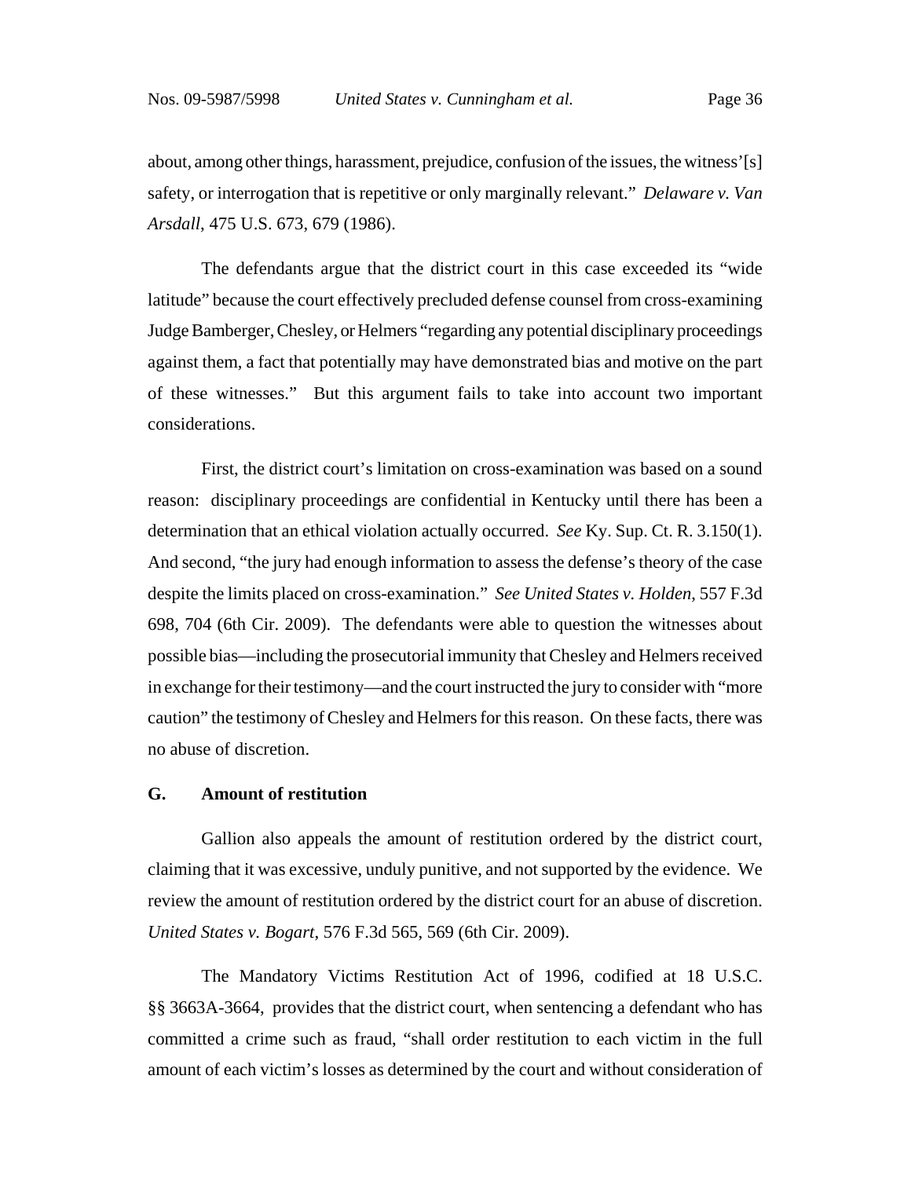about, among other things, harassment, prejudice, confusion of the issues, the witness'[s] safety, or interrogation that is repetitive or only marginally relevant." *Delaware v. Van Arsdall*, 475 U.S. 673, 679 (1986).

The defendants argue that the district court in this case exceeded its "wide latitude" because the court effectively precluded defense counsel from cross-examining Judge Bamberger, Chesley, or Helmers "regarding any potential disciplinary proceedings against them, a fact that potentially may have demonstrated bias and motive on the part of these witnesses." But this argument fails to take into account two important considerations.

First, the district court's limitation on cross-examination was based on a sound reason: disciplinary proceedings are confidential in Kentucky until there has been a determination that an ethical violation actually occurred. *See* Ky. Sup. Ct. R. 3.150(1). And second, "the jury had enough information to assess the defense's theory of the case despite the limits placed on cross-examination." *See United States v. Holden*, 557 F.3d 698, 704 (6th Cir. 2009). The defendants were able to question the witnesses about possible bias—including the prosecutorial immunity that Chesley and Helmers received in exchange for their testimony—and the court instructed the jury to consider with "more caution" the testimony of Chesley and Helmers for this reason. On these facts, there was no abuse of discretion.

### G. Amount of restitution

Gallion also appeals the amount of restitution ordered by the district court, claiming that it was excessive, unduly punitive, and not supported by the evidence. We review the amount of restitution ordered by the district court for an abuse of discretion. *United States v. Bogart*, 576 F.3d 565, 569 (6th Cir. 2009).

The Mandatory Victims Restitution Act of 1996, codified at 18 U.S.C. §§ 3663A-3664, provides that the district court, when sentencing a defendant who has committed a crime such as fraud, "shall order restitution to each victim in the full amount of each victim's losses as determined by the court and without consideration of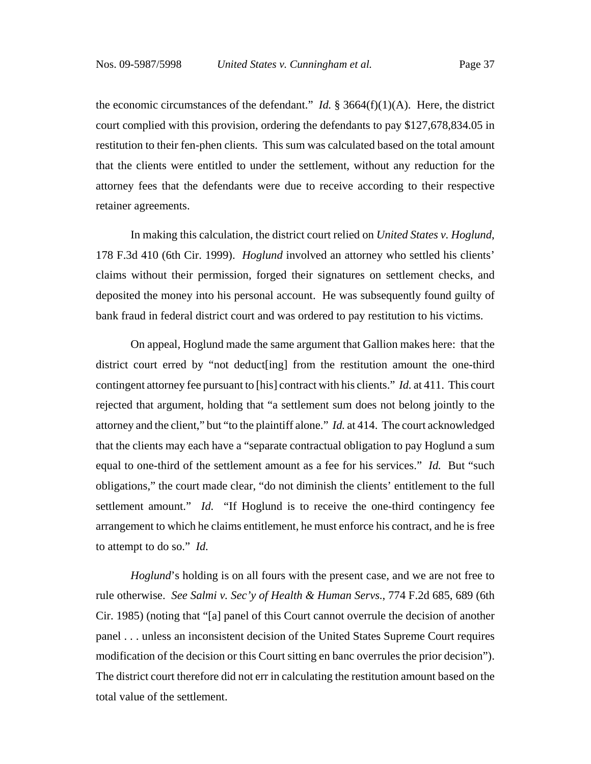the economic circumstances of the defendant." *Id.* § 3664(f)(1)(A). Here, the district court complied with this provision, ordering the defendants to pay $127,678,834.05 in restitution to their fen-phen clients. This sum was calculated based on the total amount that the clients were entitled to under the settlement, without any reduction for the attorney fees that the defendants were due to receive according to their respective retainer agreements.

In making this calculation, the district court relied on *United States v. Hoglund*, 178 F.3d 410 (6th Cir. 1999). *Hoglund* involved an attorney who settled his clients' claims without their permission, forged their signatures on settlement checks, and deposited the money into his personal account. He was subsequently found guilty of bank fraud in federal district court and was ordered to pay restitution to his victims.

On appeal, Hoglund made the same argument that Gallion makes here: that the district court erred by "not deduct[ing] from the restitution amount the one-third contingent attorney fee pursuant to [his] contract with his clients." *Id.* at 411. This court rejected that argument, holding that "a settlement sum does not belong jointly to the attorney and the client," but "to the plaintiff alone." *Id.* at 414. The court acknowledged that the clients may each have a "separate contractual obligation to pay Hoglund a sum equal to one-third of the settlement amount as a fee for his services." *Id.* But "such obligations," the court made clear, "do not diminish the clients' entitlement to the full settlement amount." *Id.* "If Hoglund is to receive the one-third contingency fee arrangement to which he claims entitlement, he must enforce his contract, and he is free to attempt to do so." *Id.*

*Hoglund*'s holding is on all fours with the present case, and we are not free to rule otherwise. *See Salmi v. Sec'y of Health & Human Servs.*, 774 F.2d 685, 689 (6th Cir. 1985) (noting that "[a] panel of this Court cannot overrule the decision of another panel . . . unless an inconsistent decision of the United States Supreme Court requires modification of the decision or this Court sitting en banc overrules the prior decision"). The district court therefore did not err in calculating the restitution amount based on the total value of the settlement.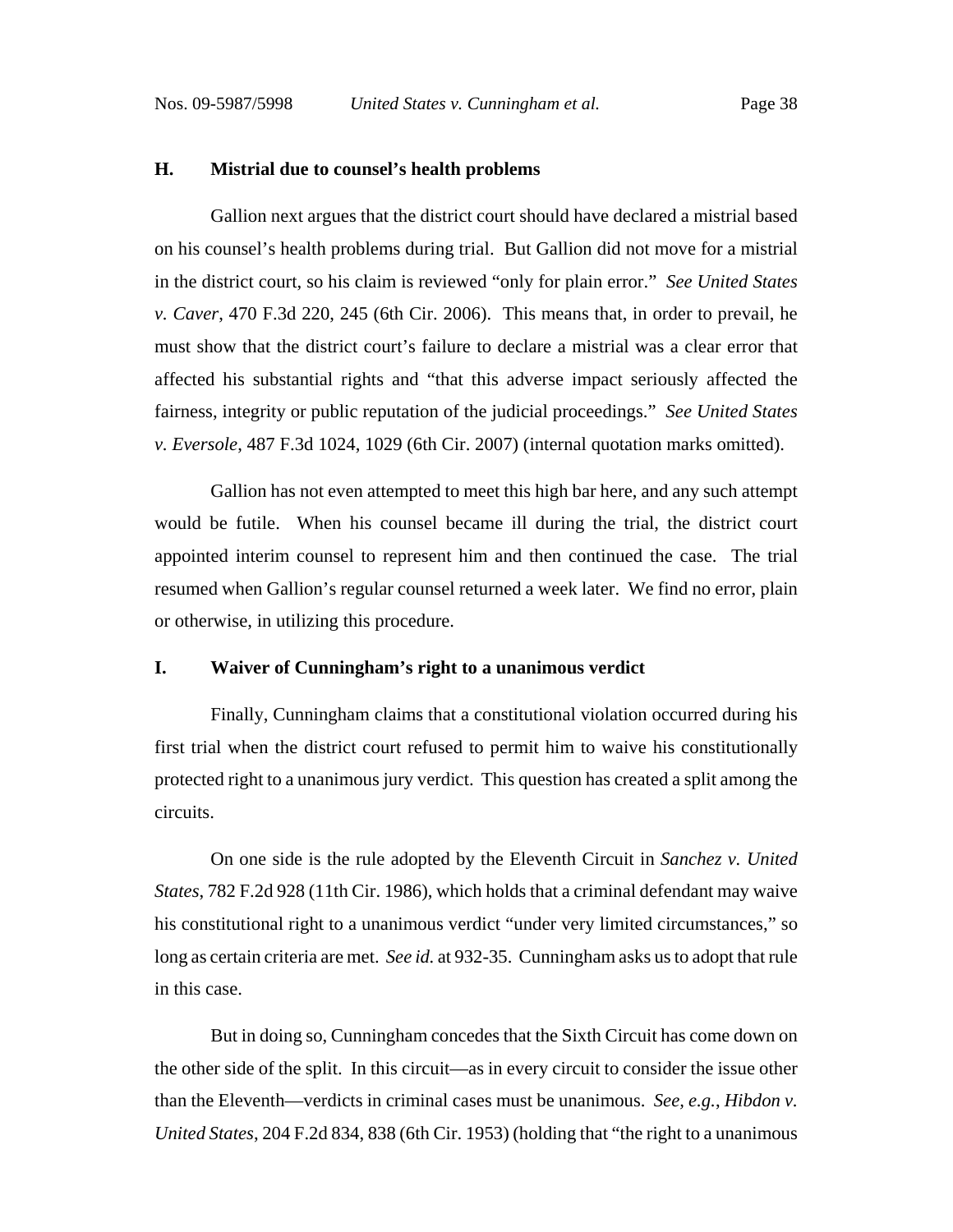### H. Mistrial due to counsel's health problems

Gallion next argues that the district court should have declared a mistrial based on his counsel's health problems during trial. But Gallion did not move for a mistrial in the district court, so his claim is reviewed "only for plain error." *See United States v. Caver*, 470 F.3d 220, 245 (6th Cir. 2006). This means that, in order to prevail, he must show that the district court's failure to declare a mistrial was a clear error that affected his substantial rights and "that this adverse impact seriously affected the fairness, integrity or public reputation of the judicial proceedings." *See United States v. Eversole*, 487 F.3d 1024, 1029 (6th Cir. 2007) (internal quotation marks omitted).

Gallion has not even attempted to meet this high bar here, and any such attempt would be futile. When his counsel became ill during the trial, the district court appointed interim counsel to represent him and then continued the case. The trial resumed when Gallion's regular counsel returned a week later. We find no error, plain or otherwise, in utilizing this procedure.

### I. Waiver of Cunningham's right to a unanimous verdict

Finally, Cunningham claims that a constitutional violation occurred during his first trial when the district court refused to permit him to waive his constitutionally protected right to a unanimous jury verdict. This question has created a split among the circuits.

On one side is the rule adopted by the Eleventh Circuit in *Sanchez v. United States*, 782 F.2d 928 (11th Cir. 1986), which holds that a criminal defendant may waive his constitutional right to a unanimous verdict "under very limited circumstances," so long as certain criteria are met. *See id.* at 932-35. Cunningham asks us to adopt that rule in this case.

But in doing so, Cunningham concedes that the Sixth Circuit has come down on the other side of the split. In this circuit—as in every circuit to consider the issue other than the Eleventh—verdicts in criminal cases must be unanimous. *See, e.g.*, *Hibdon v. United States*, 204 F.2d 834, 838 (6th Cir. 1953) (holding that "the right to a unanimous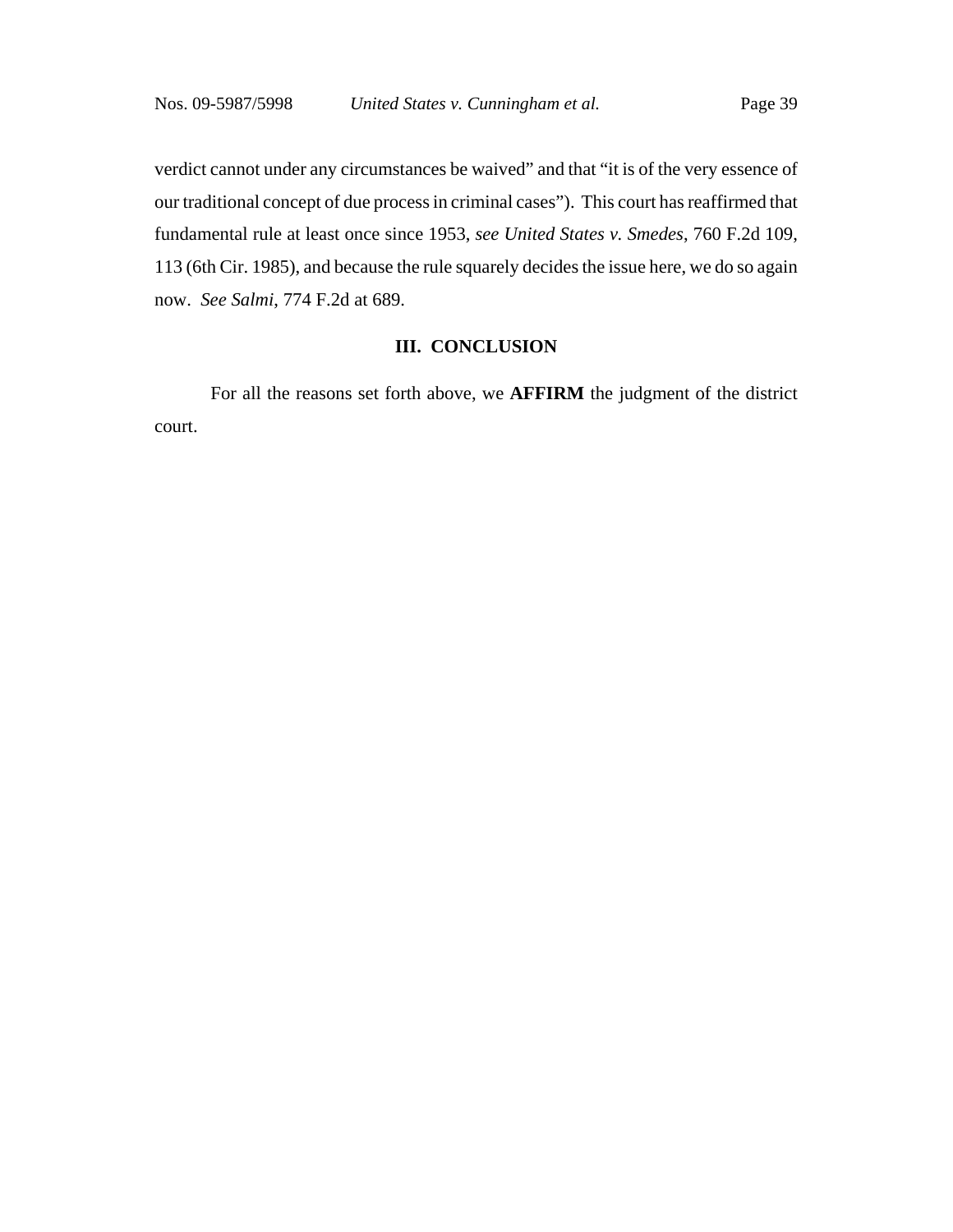verdict cannot under any circumstances be waived" and that "it is of the very essence of our traditional concept of due process in criminal cases"). This court has reaffirmed that fundamental rule at least once since 1953, *see United States v. Smedes*, 760 F.2d 109, 113 (6th Cir. 1985), and because the rule squarely decides the issue here, we do so again now. *See Salmi*, 774 F.2d at 689.

## III. CONCLUSION

For all the reasons set forth above, we **AFFIRM** the judgment of the district court.